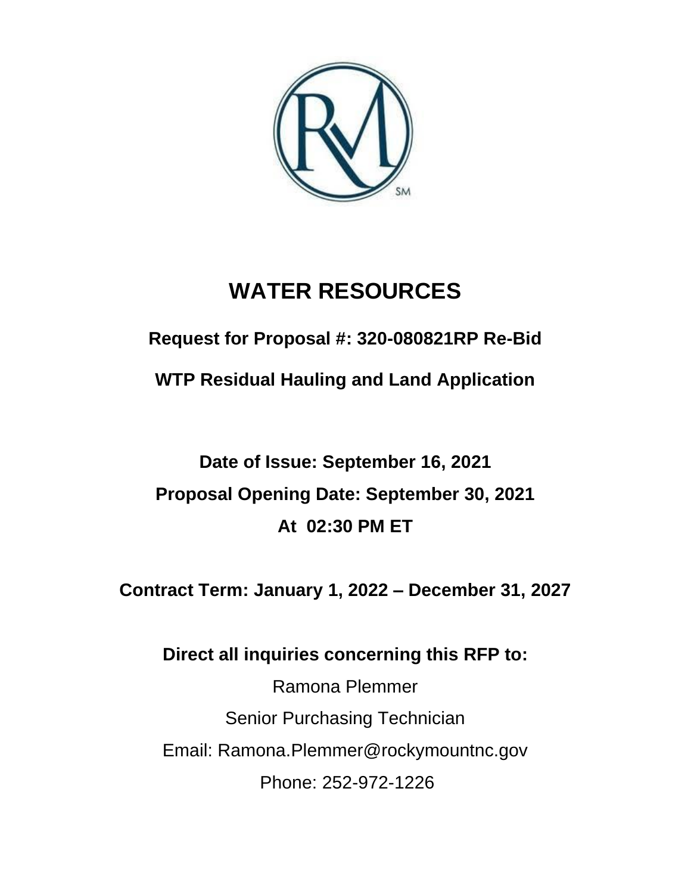# WATER RESOURCES

**Request for Proposal #: 320-080821RP Re-Bid**

**WTP Residual Hauling and Land Application**

**Date of Issue: September 16, 2021**

**Proposal Opening Date: September 30, 2021**

**At 02:30 PM ET**

**Contract Term: January 1, 2022 – December 31, 2027**

**Direct all inquiries concerning this RFP to:**

Ramona Plemmer

Senior Purchasing Technician

Email: Ramona.Plemmer@rockymountnc.gov

Phone: 252-972-1226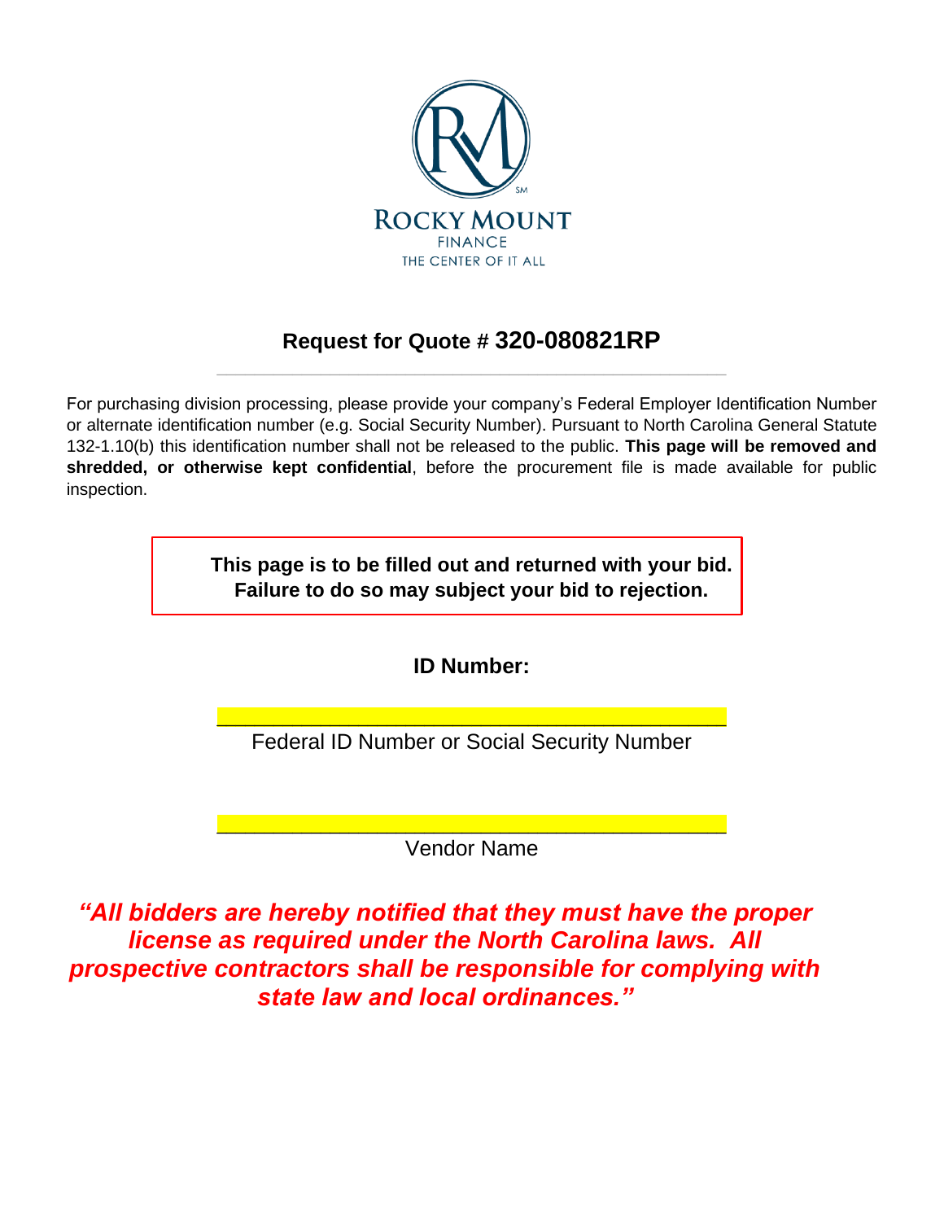ROCKY MOUNT
FINANCE
THE CENTER OF IT ALL

## Request for Quote # 320-080821RP

For purchasing division processing, please provide your company's Federal Employer Identification Number or alternate identification number (e.g. Social Security Number). Pursuant to North Carolina General Statute 132-1.10(b) this identification number shall not be released to the public. **This page will be removed and shredded, or otherwise kept confidential**, before the procurement file is made available for public inspection.

**This page is to be filled out and returned with your bid. Failure to do so may subject your bid to rejection.**

**ID Number:**

\_\_\_\_\_\_\_\_\_\_\_\_\_\_\_\_\_\_\_\_\_\_\_\_\_\_\_\_\_\_\_\_\_\_\_\_\_\_\_\_\_\_

Federal ID Number or Social Security Number

\_\_\_\_\_\_\_\_\_\_\_\_\_\_\_\_\_\_\_\_\_\_\_\_\_\_\_\_\_\_\_\_\_\_\_\_\_\_\_\_\_\_

Vendor Name

***"All bidders are hereby notified that they must have the proper license as required under the North Carolina laws. All prospective contractors shall be responsible for complying with state law and local ordinances."***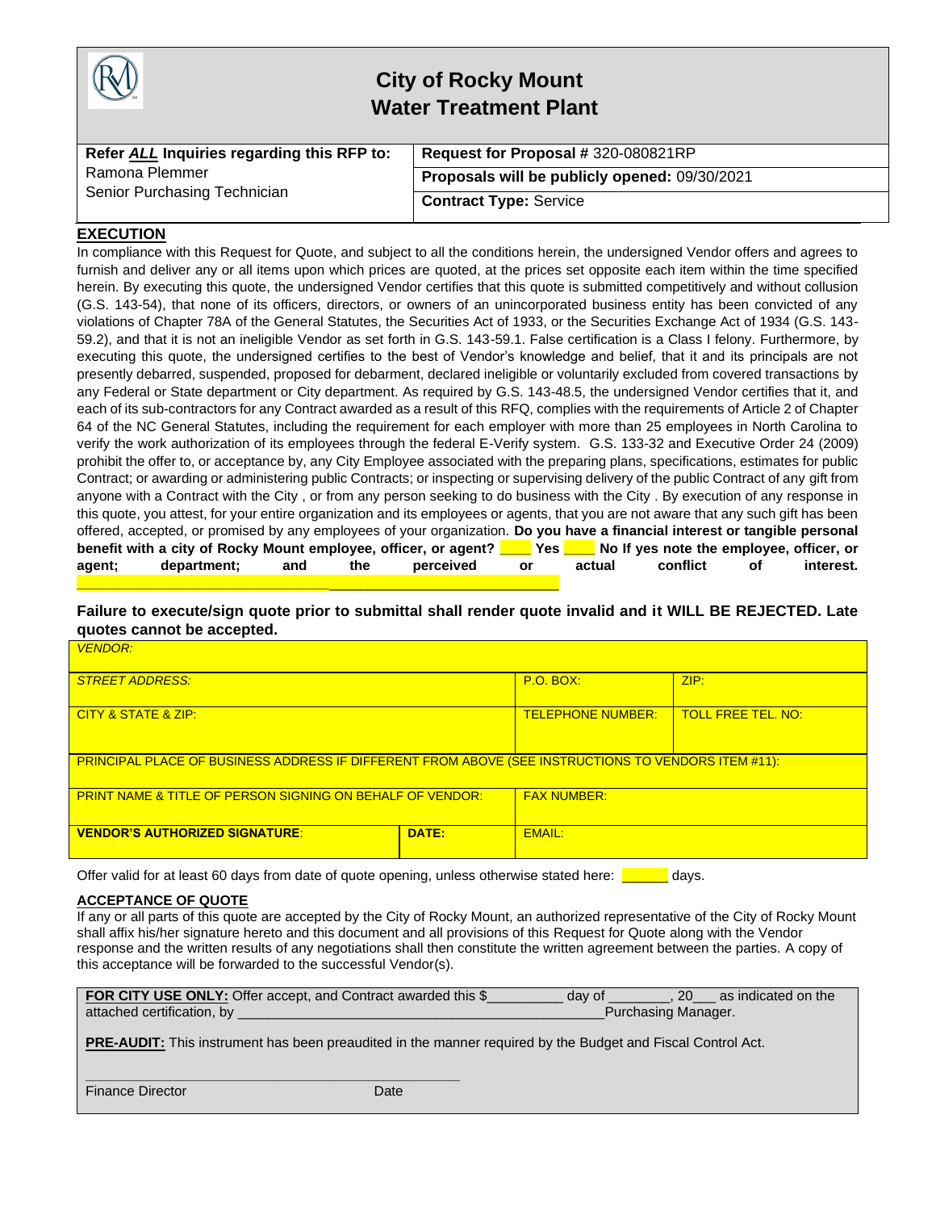# City of Rocky Mount
# Water Treatment Plant

| Refer ***ALL*** Inquiries regarding this RFP to: | **Request for Proposal #** 320-080821RP |
|---|---|
| Ramona Plemmer<br>Senior Purchasing Technician | **Proposals will be publicly opened:** 09/30/2021 |
| | **Contract Type:** Service |

## EXECUTION

In compliance with this Request for Quote, and subject to all the conditions herein, the undersigned Vendor offers and agrees to furnish and deliver any or all items upon which prices are quoted, at the prices set opposite each item within the time specified herein. By executing this quote, the undersigned Vendor certifies that this quote is submitted competitively and without collusion (G.S. 143-54), that none of its officers, directors, or owners of an unincorporated business entity has been convicted of any violations of Chapter 78A of the General Statutes, the Securities Act of 1933, or the Securities Exchange Act of 1934 (G.S. 143-59.2), and that it is not an ineligible Vendor as set forth in G.S. 143-59.1. False certification is a Class I felony. Furthermore, by executing this quote, the undersigned certifies to the best of Vendor's knowledge and belief, that it and its principals are not presently debarred, suspended, proposed for debarment, declared ineligible or voluntarily excluded from covered transactions by any Federal or State department or City department. As required by G.S. 143-48.5, the undersigned Vendor certifies that it, and each of its sub-contractors for any Contract awarded as a result of this RFQ, complies with the requirements of Article 2 of Chapter 64 of the NC General Statutes, including the requirement for each employer with more than 25 employees in North Carolina to verify the work authorization of its employees through the federal E-Verify system. G.S. 133-32 and Executive Order 24 (2009) prohibit the offer to, or acceptance by, any City Employee associated with the preparing plans, specifications, estimates for public Contract; or awarding or administering public Contracts; or inspecting or supervising delivery of the public Contract of any gift from anyone with a Contract with the City , or from any person seeking to do business with the City . By execution of any response in this quote, you attest, for your entire organization and its employees or agents, that you are not aware that any such gift has been offered, accepted, or promised by any employees of your organization. **Do you have a financial interest or tangible personal benefit with a city of Rocky Mount employee, officer, or agent? \_\_\_\_ Yes \_\_\_\_ No If yes note the employee, officer, or agent; department; and the perceived or actual conflict of interest.** \_\_\_\_\_\_\_\_\_\_\_\_\_\_\_\_\_\_\_\_\_\_\_\_\_\_\_\_\_\_\_\_\_\_\_\_\_\_\_\_\_\_\_\_\_\_\_\_\_\_\_\_\_\_\_\_

**Failure to execute/sign quote prior to submittal shall render quote invalid and it WILL BE REJECTED. Late quotes cannot be accepted.**

| *VENDOR:* | | | |
|---|---|---|---|
| *STREET ADDRESS:* | | P.O. BOX: | ZIP: |
| CITY & STATE & ZIP: | | TELEPHONE NUMBER: | TOLL FREE TEL. NO: |
| PRINCIPAL PLACE OF BUSINESS ADDRESS IF DIFFERENT FROM ABOVE (SEE INSTRUCTIONS TO VENDORS ITEM #11): | | | |
| PRINT NAME & TITLE OF PERSON SIGNING ON BEHALF OF VENDOR: | | FAX NUMBER: | |
| **VENDOR'S AUTHORIZED SIGNATURE**: | **DATE:** | EMAIL: | |

Offer valid for at least 60 days from date of quote opening, unless otherwise stated here: \_\_\_\_\_\_ days.

## ACCEPTANCE OF QUOTE

If any or all parts of this quote are accepted by the City of Rocky Mount, an authorized representative of the City of Rocky Mount shall affix his/her signature hereto and this document and all provisions of this Request for Quote along with the Vendor response and the written results of any negotiations shall then constitute the written agreement between the parties. A copy of this acceptance will be forwarded to the successful Vendor(s).

**FOR CITY USE ONLY:** Offer accept, and Contract awarded this $\_\_\_\_\_\_\_\_\_ day of \_\_\_\_\_\_\_\_, 20\_\_\_ as indicated on the attached certification, by \_\_\_\_\_\_\_\_\_\_\_\_\_\_\_\_\_\_\_\_\_\_\_\_\_\_\_\_\_\_\_\_\_\_\_\_\_\_\_\_\_\_\_\_\_\_\_\_Purchasing Manager.

**PRE-AUDIT:** This instrument has been preaudited in the manner required by the Budget and Fiscal Control Act.

\_\_\_\_\_\_\_\_\_\_\_\_\_\_\_\_\_\_\_\_\_\_\_\_\_\_\_\_\_\_\_\_\_\_\_\_\_\_\_\_\_\_\_\_

Finance Director Date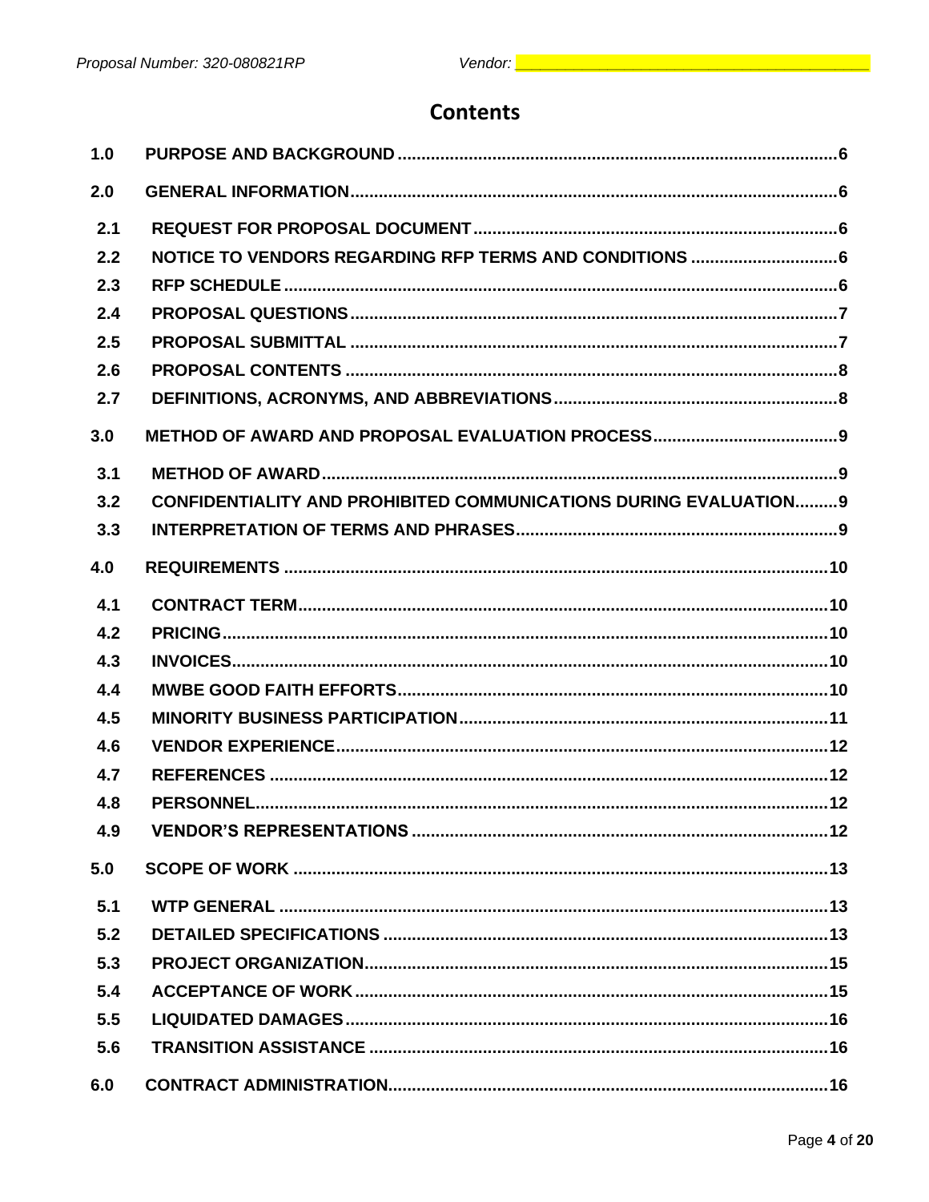# Contents

| | | |
|---|---|---|
| 1.0 | PURPOSE AND BACKGROUND | 6 |
| 2.0 | GENERAL INFORMATION | 6 |
| 2.1 | REQUEST FOR PROPOSAL DOCUMENT | 6 |
| 2.2 | NOTICE TO VENDORS REGARDING RFP TERMS AND CONDITIONS | 6 |
| 2.3 | RFP SCHEDULE | 6 |
| 2.4 | PROPOSAL QUESTIONS | 7 |
| 2.5 | PROPOSAL SUBMITTAL | 7 |
| 2.6 | PROPOSAL CONTENTS | 8 |
| 2.7 | DEFINITIONS, ACRONYMS, AND ABBREVIATIONS | 8 |
| 3.0 | METHOD OF AWARD AND PROPOSAL EVALUATION PROCESS | 9 |
| 3.1 | METHOD OF AWARD | 9 |
| 3.2 | CONFIDENTIALITY AND PROHIBITED COMMUNICATIONS DURING EVALUATION | 9 |
| 3.3 | INTERPRETATION OF TERMS AND PHRASES | 9 |
| 4.0 | REQUIREMENTS | 10 |
| 4.1 | CONTRACT TERM | 10 |
| 4.2 | PRICING | 10 |
| 4.3 | INVOICES | 10 |
| 4.4 | MWBE GOOD FAITH EFFORTS | 10 |
| 4.5 | MINORITY BUSINESS PARTICIPATION | 11 |
| 4.6 | VENDOR EXPERIENCE | 12 |
| 4.7 | REFERENCES | 12 |
| 4.8 | PERSONNEL | 12 |
| 4.9 | VENDOR'S REPRESENTATIONS | 12 |
| 5.0 | SCOPE OF WORK | 13 |
| 5.1 | WTP GENERAL | 13 |
| 5.2 | DETAILED SPECIFICATIONS | 13 |
| 5.3 | PROJECT ORGANIZATION | 15 |
| 5.4 | ACCEPTANCE OF WORK | 15 |
| 5.5 | LIQUIDATED DAMAGES | 16 |
| 5.6 | TRANSITION ASSISTANCE | 16 |
| 6.0 | CONTRACT ADMINISTRATION | 16 |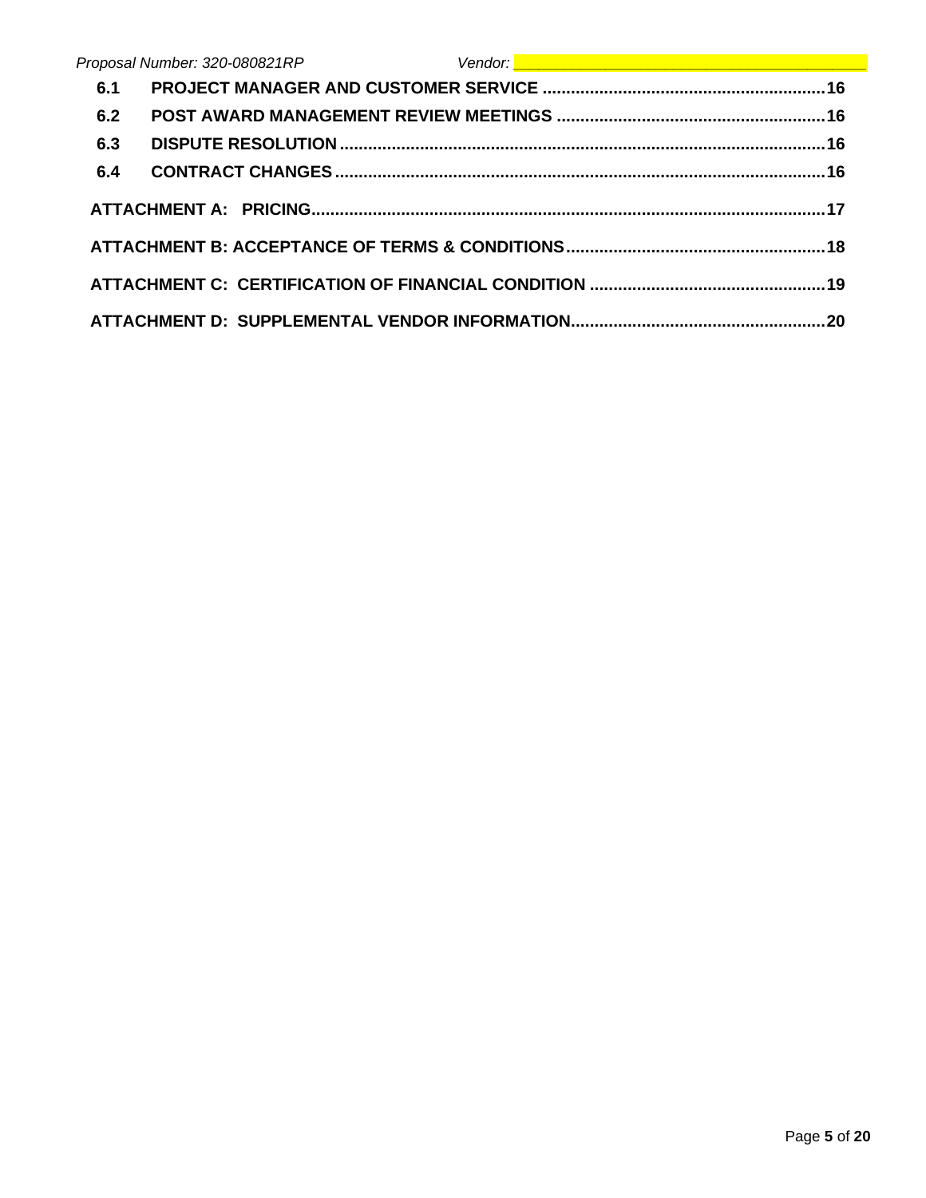| | | |
|---|---|---|
| **6.1** | **PROJECT MANAGER AND CUSTOMER SERVICE** | **16** |
| **6.2** | **POST AWARD MANAGEMENT REVIEW MEETINGS** | **16** |
| **6.3** | **DISPUTE RESOLUTION** | **16** |
| **6.4** | **CONTRACT CHANGES** | **16** |

**ATTACHMENT A: PRICING** ..... **17**

**ATTACHMENT B: ACCEPTANCE OF TERMS & CONDITIONS** ..... **18**

**ATTACHMENT C: CERTIFICATION OF FINANCIAL CONDITION** ..... **19**

**ATTACHMENT D: SUPPLEMENTAL VENDOR INFORMATION** ..... **20**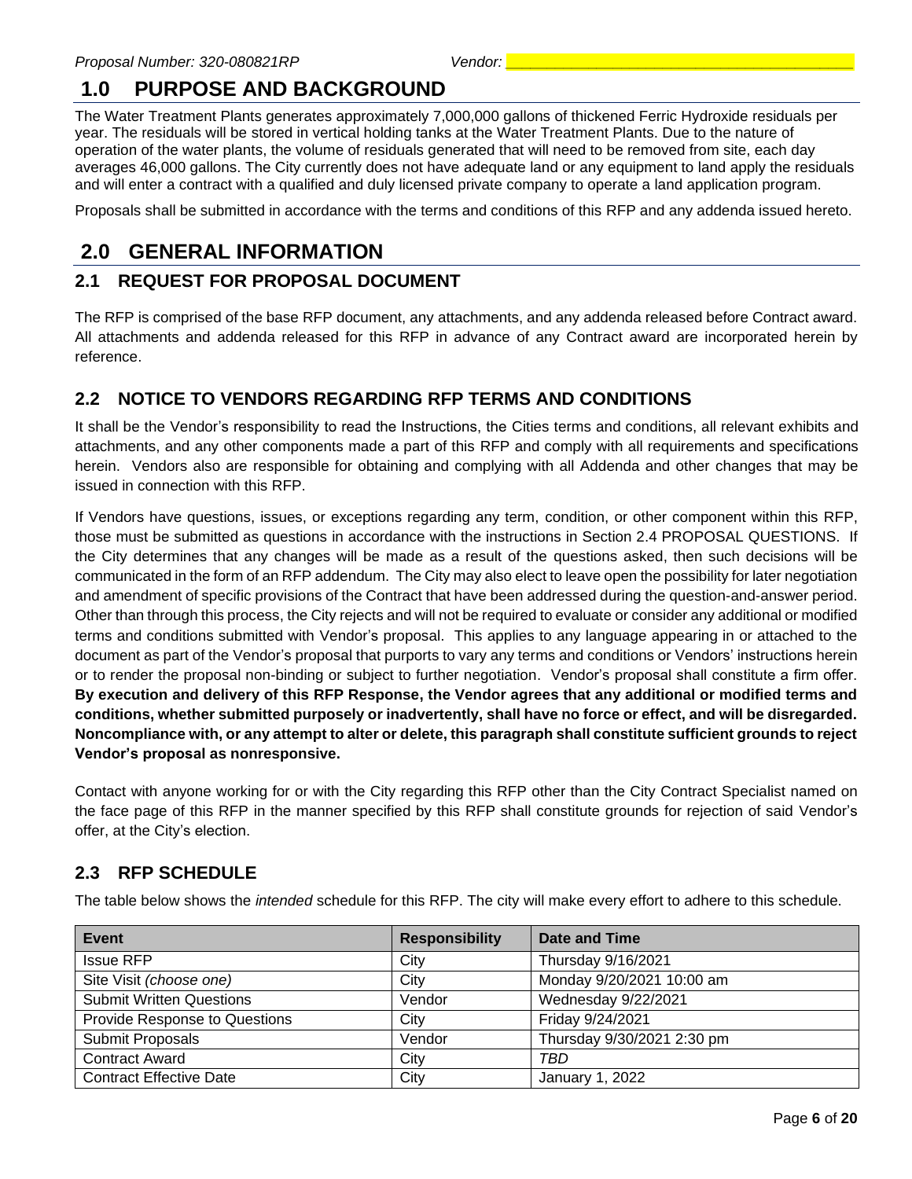# 1.0 PURPOSE AND BACKGROUND

The Water Treatment Plants generates approximately 7,000,000 gallons of thickened Ferric Hydroxide residuals per year. The residuals will be stored in vertical holding tanks at the Water Treatment Plants. Due to the nature of operation of the water plants, the volume of residuals generated that will need to be removed from site, each day averages 46,000 gallons. The City currently does not have adequate land or any equipment to land apply the residuals and will enter a contract with a qualified and duly licensed private company to operate a land application program.

Proposals shall be submitted in accordance with the terms and conditions of this RFP and any addenda issued hereto.

# 2.0 GENERAL INFORMATION

## 2.1 REQUEST FOR PROPOSAL DOCUMENT

The RFP is comprised of the base RFP document, any attachments, and any addenda released before Contract award. All attachments and addenda released for this RFP in advance of any Contract award are incorporated herein by reference.

## 2.2 NOTICE TO VENDORS REGARDING RFP TERMS AND CONDITIONS

It shall be the Vendor's responsibility to read the Instructions, the Cities terms and conditions, all relevant exhibits and attachments, and any other components made a part of this RFP and comply with all requirements and specifications herein. Vendors also are responsible for obtaining and complying with all Addenda and other changes that may be issued in connection with this RFP.

If Vendors have questions, issues, or exceptions regarding any term, condition, or other component within this RFP, those must be submitted as questions in accordance with the instructions in Section 2.4 PROPOSAL QUESTIONS. If the City determines that any changes will be made as a result of the questions asked, then such decisions will be communicated in the form of an RFP addendum. The City may also elect to leave open the possibility for later negotiation and amendment of specific provisions of the Contract that have been addressed during the question-and-answer period. Other than through this process, the City rejects and will not be required to evaluate or consider any additional or modified terms and conditions submitted with Vendor's proposal. This applies to any language appearing in or attached to the document as part of the Vendor's proposal that purports to vary any terms and conditions or Vendors' instructions herein or to render the proposal non-binding or subject to further negotiation. Vendor's proposal shall constitute a firm offer. **By execution and delivery of this RFP Response, the Vendor agrees that any additional or modified terms and conditions, whether submitted purposely or inadvertently, shall have no force or effect, and will be disregarded. Noncompliance with, or any attempt to alter or delete, this paragraph shall constitute sufficient grounds to reject Vendor's proposal as nonresponsive.**

Contact with anyone working for or with the City regarding this RFP other than the City Contract Specialist named on the face page of this RFP in the manner specified by this RFP shall constitute grounds for rejection of said Vendor's offer, at the City's election.

## 2.3 RFP SCHEDULE

The table below shows the *intended* schedule for this RFP. The city will make every effort to adhere to this schedule.

| Event | Responsibility | Date and Time |
|---|---|---|
| Issue RFP | City | Thursday 9/16/2021 |
| Site Visit *(choose one)* | City | Monday 9/20/2021 10:00 am |
| Submit Written Questions | Vendor | Wednesday 9/22/2021 |
| Provide Response to Questions | City | Friday 9/24/2021 |
| Submit Proposals | Vendor | Thursday 9/30/2021 2:30 pm |
| Contract Award | City | *TBD* |
| Contract Effective Date | City | January 1, 2022 |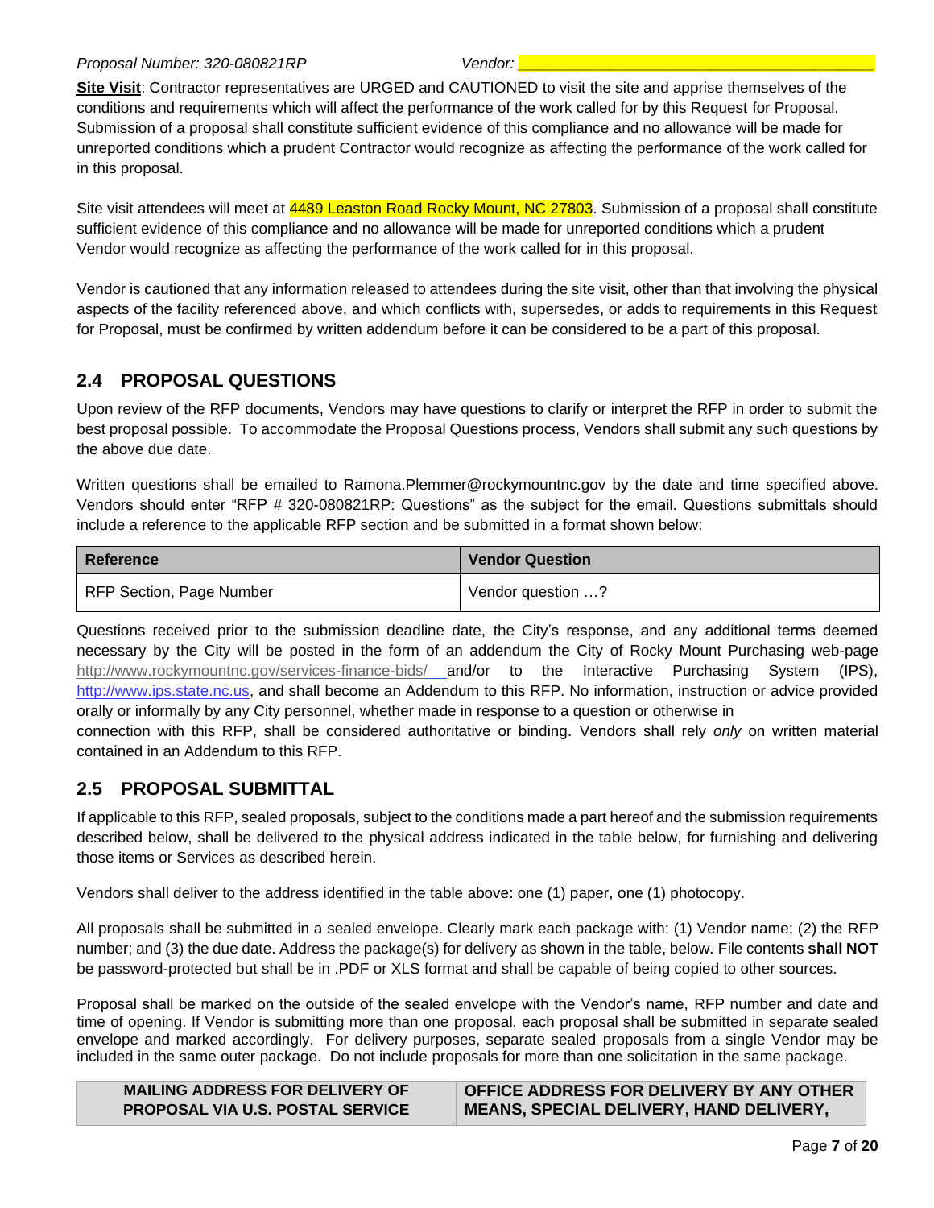**Site Visit**: Contractor representatives are URGED and CAUTIONED to visit the site and apprise themselves of the conditions and requirements which will affect the performance of the work called for by this Request for Proposal. Submission of a proposal shall constitute sufficient evidence of this compliance and no allowance will be made for unreported conditions which a prudent Contractor would recognize as affecting the performance of the work called for in this proposal.

Site visit attendees will meet at 4489 Leaston Road Rocky Mount, NC 27803. Submission of a proposal shall constitute sufficient evidence of this compliance and no allowance will be made for unreported conditions which a prudent Vendor would recognize as affecting the performance of the work called for in this proposal.

Vendor is cautioned that any information released to attendees during the site visit, other than that involving the physical aspects of the facility referenced above, and which conflicts with, supersedes, or adds to requirements in this Request for Proposal, must be confirmed by written addendum before it can be considered to be a part of this proposal.

## 2.4 PROPOSAL QUESTIONS

Upon review of the RFP documents, Vendors may have questions to clarify or interpret the RFP in order to submit the best proposal possible. To accommodate the Proposal Questions process, Vendors shall submit any such questions by the above due date.

Written questions shall be emailed to Ramona.Plemmer@rockymountnc.gov by the date and time specified above. Vendors should enter "RFP # 320-080821RP: Questions" as the subject for the email. Questions submittals should include a reference to the applicable RFP section and be submitted in a format shown below:

| Reference | Vendor Question |
| --- | --- |
| RFP Section, Page Number | Vendor question …? |

Questions received prior to the submission deadline date, the City's response, and any additional terms deemed necessary by the City will be posted in the form of an addendum the City of Rocky Mount Purchasing web-page http://www.rockymountnc.gov/services-finance-bids/ and/or to the Interactive Purchasing System (IPS), http://www.ips.state.nc.us, and shall become an Addendum to this RFP. No information, instruction or advice provided orally or informally by any City personnel, whether made in response to a question or otherwise in connection with this RFP, shall be considered authoritative or binding. Vendors shall rely *only* on written material contained in an Addendum to this RFP.

## 2.5 PROPOSAL SUBMITTAL

If applicable to this RFP, sealed proposals, subject to the conditions made a part hereof and the submission requirements described below, shall be delivered to the physical address indicated in the table below, for furnishing and delivering those items or Services as described herein.

Vendors shall deliver to the address identified in the table above: one (1) paper, one (1) photocopy.

All proposals shall be submitted in a sealed envelope. Clearly mark each package with: (1) Vendor name; (2) the RFP number; and (3) the due date. Address the package(s) for delivery as shown in the table, below. File contents **shall NOT** be password-protected but shall be in .PDF or XLS format and shall be capable of being copied to other sources.

Proposal shall be marked on the outside of the sealed envelope with the Vendor's name, RFP number and date and time of opening. If Vendor is submitting more than one proposal, each proposal shall be submitted in separate sealed envelope and marked accordingly. For delivery purposes, separate sealed proposals from a single Vendor may be included in the same outer package. Do not include proposals for more than one solicitation in the same package.

| MAILING ADDRESS FOR DELIVERY OF PROPOSAL VIA U.S. POSTAL SERVICE | OFFICE ADDRESS FOR DELIVERY BY ANY OTHER MEANS, SPECIAL DELIVERY, HAND DELIVERY, |
| --- | --- |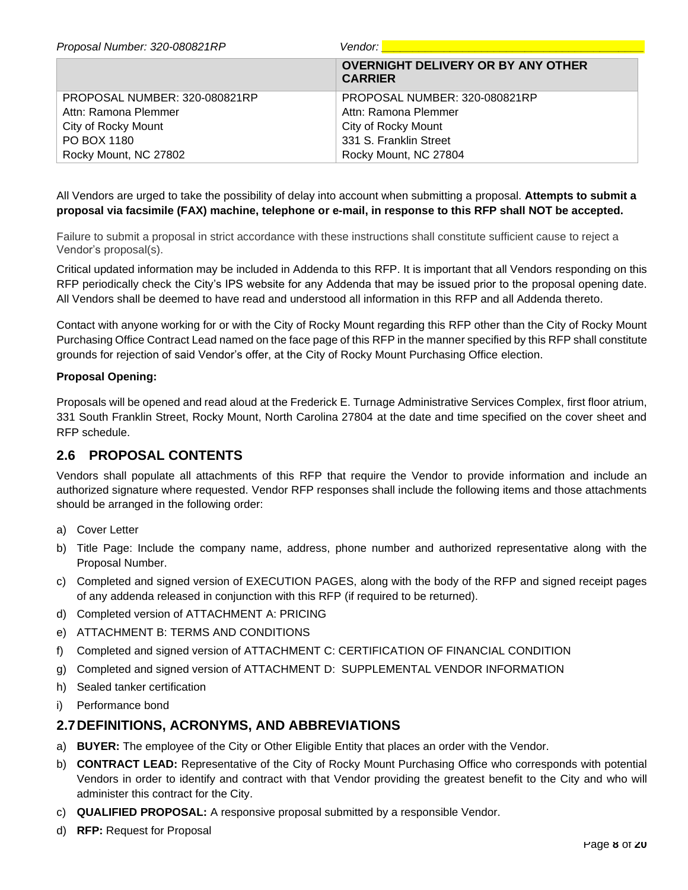| | OVERNIGHT DELIVERY OR BY ANY OTHER CARRIER |
|---|---|
| PROPOSAL NUMBER: 320-080821RP | PROPOSAL NUMBER: 320-080821RP |
| Attn: Ramona Plemmer | Attn: Ramona Plemmer |
| City of Rocky Mount | City of Rocky Mount |
| PO BOX 1180 | 331 S. Franklin Street |
| Rocky Mount, NC 27802 | Rocky Mount, NC 27804 |

All Vendors are urged to take the possibility of delay into account when submitting a proposal. **Attempts to submit a proposal via facsimile (FAX) machine, telephone or e-mail, in response to this RFP shall NOT be accepted.**

Failure to submit a proposal in strict accordance with these instructions shall constitute sufficient cause to reject a Vendor's proposal(s).

Critical updated information may be included in Addenda to this RFP. It is important that all Vendors responding on this RFP periodically check the City's IPS website for any Addenda that may be issued prior to the proposal opening date. All Vendors shall be deemed to have read and understood all information in this RFP and all Addenda thereto.

Contact with anyone working for or with the City of Rocky Mount regarding this RFP other than the City of Rocky Mount Purchasing Office Contract Lead named on the face page of this RFP in the manner specified by this RFP shall constitute grounds for rejection of said Vendor's offer, at the City of Rocky Mount Purchasing Office election.

**Proposal Opening:**

Proposals will be opened and read aloud at the Frederick E. Turnage Administrative Services Complex, first floor atrium, 331 South Franklin Street, Rocky Mount, North Carolina 27804 at the date and time specified on the cover sheet and RFP schedule.

## 2.6 PROPOSAL CONTENTS

Vendors shall populate all attachments of this RFP that require the Vendor to provide information and include an authorized signature where requested. Vendor RFP responses shall include the following items and those attachments should be arranged in the following order:

a) Cover Letter
b) Title Page: Include the company name, address, phone number and authorized representative along with the Proposal Number.
c) Completed and signed version of EXECUTION PAGES, along with the body of the RFP and signed receipt pages of any addenda released in conjunction with this RFP (if required to be returned).
d) Completed version of ATTACHMENT A: PRICING
e) ATTACHMENT B: TERMS AND CONDITIONS
f) Completed and signed version of ATTACHMENT C: CERTIFICATION OF FINANCIAL CONDITION
g) Completed and signed version of ATTACHMENT D: SUPPLEMENTAL VENDOR INFORMATION
h) Sealed tanker certification
i) Performance bond

## 2.7 DEFINITIONS, ACRONYMS, AND ABBREVIATIONS

a) **BUYER:** The employee of the City or Other Eligible Entity that places an order with the Vendor.
b) **CONTRACT LEAD:** Representative of the City of Rocky Mount Purchasing Office who corresponds with potential Vendors in order to identify and contract with that Vendor providing the greatest benefit to the City and who will administer this contract for the City.
c) **QUALIFIED PROPOSAL:** A responsive proposal submitted by a responsible Vendor.
d) **RFP:** Request for Proposal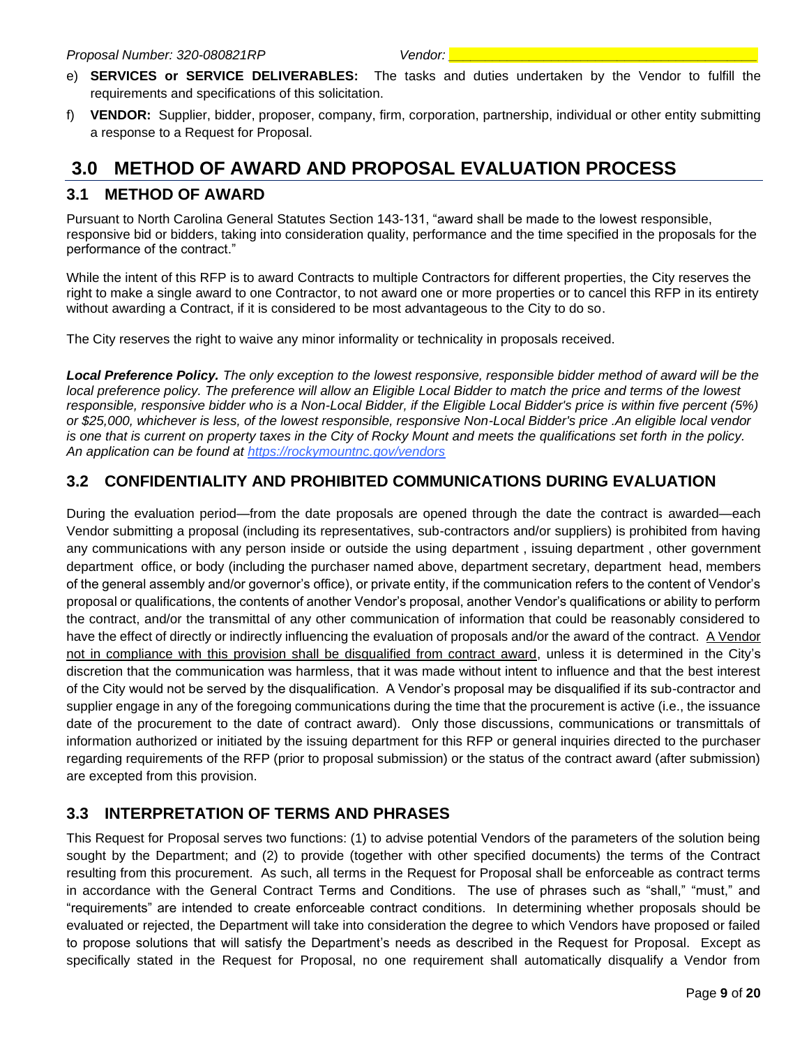e) **SERVICES or SERVICE DELIVERABLES:** The tasks and duties undertaken by the Vendor to fulfill the requirements and specifications of this solicitation.

f) **VENDOR:** Supplier, bidder, proposer, company, firm, corporation, partnership, individual or other entity submitting a response to a Request for Proposal.

# 3.0 METHOD OF AWARD AND PROPOSAL EVALUATION PROCESS

## 3.1 METHOD OF AWARD

Pursuant to North Carolina General Statutes Section 143-131, "award shall be made to the lowest responsible, responsive bid or bidders, taking into consideration quality, performance and the time specified in the proposals for the performance of the contract."

While the intent of this RFP is to award Contracts to multiple Contractors for different properties, the City reserves the right to make a single award to one Contractor, to not award one or more properties or to cancel this RFP in its entirety without awarding a Contract, if it is considered to be most advantageous to the City to do so.

The City reserves the right to waive any minor informality or technicality in proposals received.

***Local Preference Policy.*** *The only exception to the lowest responsive, responsible bidder method of award will be the local preference policy. The preference will allow an Eligible Local Bidder to match the price and terms of the lowest responsible, responsive bidder who is a Non-Local Bidder, if the Eligible Local Bidder's price is within five percent (5%) or $25,000, whichever is less, of the lowest responsible, responsive Non-Local Bidder's price .An eligible local vendor is one that is current on property taxes in the City of Rocky Mount and meets the qualifications set forth in the policy. An application can be found at* [https://rockymountnc.gov/vendors](https://rockymountnc.gov/vendors)

## 3.2 CONFIDENTIALITY AND PROHIBITED COMMUNICATIONS DURING EVALUATION

During the evaluation period—from the date proposals are opened through the date the contract is awarded—each Vendor submitting a proposal (including its representatives, sub-contractors and/or suppliers) is prohibited from having any communications with any person inside or outside the using department , issuing department , other government department office, or body (including the purchaser named above, department secretary, department head, members of the general assembly and/or governor's office), or private entity, if the communication refers to the content of Vendor's proposal or qualifications, the contents of another Vendor's proposal, another Vendor's qualifications or ability to perform the contract, and/or the transmittal of any other communication of information that could be reasonably considered to have the effect of directly or indirectly influencing the evaluation of proposals and/or the award of the contract. <u>A Vendor not in compliance with this provision shall be disqualified from contract award</u>, unless it is determined in the City's discretion that the communication was harmless, that it was made without intent to influence and that the best interest of the City would not be served by the disqualification. A Vendor's proposal may be disqualified if its sub-contractor and supplier engage in any of the foregoing communications during the time that the procurement is active (i.e., the issuance date of the procurement to the date of contract award). Only those discussions, communications or transmittals of information authorized or initiated by the issuing department for this RFP or general inquiries directed to the purchaser regarding requirements of the RFP (prior to proposal submission) or the status of the contract award (after submission) are excepted from this provision.

## 3.3 INTERPRETATION OF TERMS AND PHRASES

This Request for Proposal serves two functions: (1) to advise potential Vendors of the parameters of the solution being sought by the Department; and (2) to provide (together with other specified documents) the terms of the Contract resulting from this procurement. As such, all terms in the Request for Proposal shall be enforceable as contract terms in accordance with the General Contract Terms and Conditions. The use of phrases such as "shall," "must," and "requirements" are intended to create enforceable contract conditions. In determining whether proposals should be evaluated or rejected, the Department will take into consideration the degree to which Vendors have proposed or failed to propose solutions that will satisfy the Department's needs as described in the Request for Proposal. Except as specifically stated in the Request for Proposal, no one requirement shall automatically disqualify a Vendor from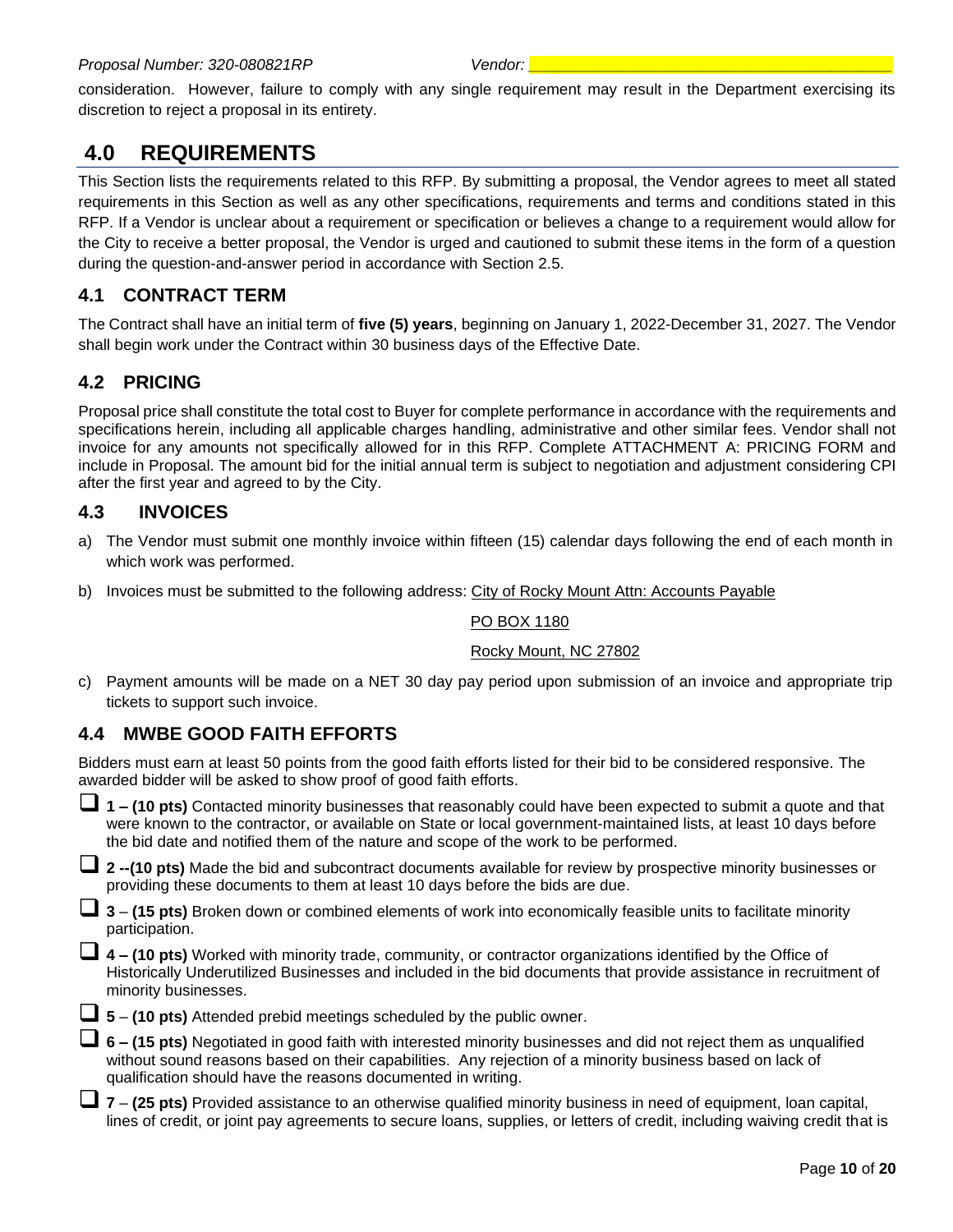consideration. However, failure to comply with any single requirement may result in the Department exercising its discretion to reject a proposal in its entirety.

# 4.0 REQUIREMENTS

This Section lists the requirements related to this RFP. By submitting a proposal, the Vendor agrees to meet all stated requirements in this Section as well as any other specifications, requirements and terms and conditions stated in this RFP. If a Vendor is unclear about a requirement or specification or believes a change to a requirement would allow for the City to receive a better proposal, the Vendor is urged and cautioned to submit these items in the form of a question during the question-and-answer period in accordance with Section 2.5.

## 4.1 CONTRACT TERM

The Contract shall have an initial term of **five (5) years**, beginning on January 1, 2022-December 31, 2027. The Vendor shall begin work under the Contract within 30 business days of the Effective Date.

## 4.2 PRICING

Proposal price shall constitute the total cost to Buyer for complete performance in accordance with the requirements and specifications herein, including all applicable charges handling, administrative and other similar fees. Vendor shall not invoice for any amounts not specifically allowed for in this RFP. Complete ATTACHMENT A: PRICING FORM and include in Proposal. The amount bid for the initial annual term is subject to negotiation and adjustment considering CPI after the first year and agreed to by the City.

## 4.3 INVOICES

a) The Vendor must submit one monthly invoice within fifteen (15) calendar days following the end of each month in which work was performed.

b) Invoices must be submitted to the following address: City of Rocky Mount Attn: Accounts Payable

   PO BOX 1180

   Rocky Mount, NC 27802

c) Payment amounts will be made on a NET 30 day pay period upon submission of an invoice and appropriate trip tickets to support such invoice.

## 4.4 MWBE GOOD FAITH EFFORTS

Bidders must earn at least 50 points from the good faith efforts listed for their bid to be considered responsive. The awarded bidder will be asked to show proof of good faith efforts.

- ☐ **1 – (10 pts)** Contacted minority businesses that reasonably could have been expected to submit a quote and that were known to the contractor, or available on State or local government-maintained lists, at least 10 days before the bid date and notified them of the nature and scope of the work to be performed.
- ☐ **2 --(10 pts)** Made the bid and subcontract documents available for review by prospective minority businesses or providing these documents to them at least 10 days before the bids are due.
- ☐ **3** – **(15 pts)** Broken down or combined elements of work into economically feasible units to facilitate minority participation.
- ☐ **4 – (10 pts)** Worked with minority trade, community, or contractor organizations identified by the Office of Historically Underutilized Businesses and included in the bid documents that provide assistance in recruitment of minority businesses.
- ☐ **5** – **(10 pts)** Attended prebid meetings scheduled by the public owner.
- ☐ **6 – (15 pts)** Negotiated in good faith with interested minority businesses and did not reject them as unqualified without sound reasons based on their capabilities. Any rejection of a minority business based on lack of qualification should have the reasons documented in writing.
- ☐ **7** – **(25 pts)** Provided assistance to an otherwise qualified minority business in need of equipment, loan capital, lines of credit, or joint pay agreements to secure loans, supplies, or letters of credit, including waiving credit that is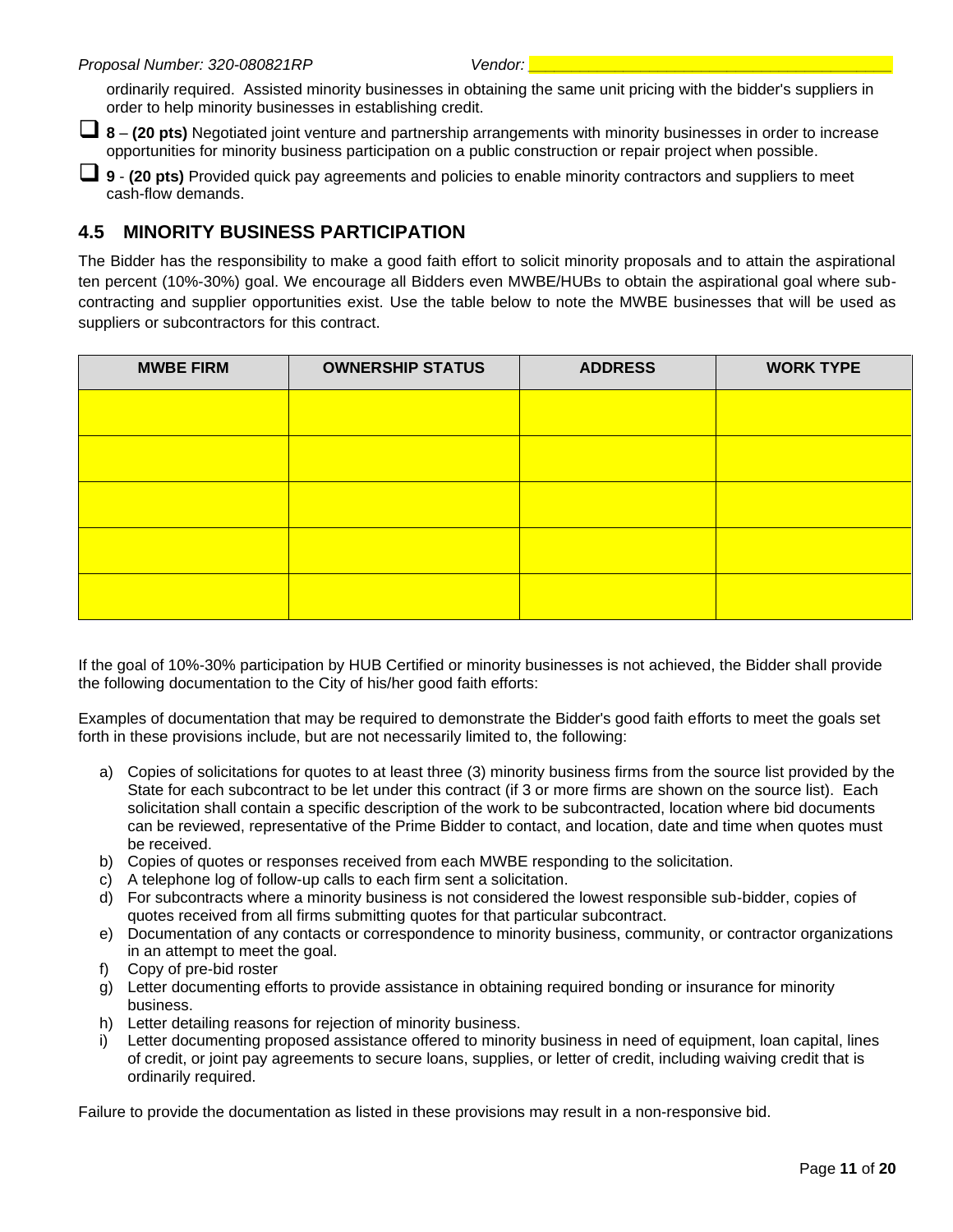ordinarily required. Assisted minority businesses in obtaining the same unit pricing with the bidder's suppliers in order to help minority businesses in establishing credit.

- ☐ **8** – **(20 pts)** Negotiated joint venture and partnership arrangements with minority businesses in order to increase opportunities for minority business participation on a public construction or repair project when possible.
- ☐ **9** - **(20 pts)** Provided quick pay agreements and policies to enable minority contractors and suppliers to meet cash-flow demands.

## 4.5 MINORITY BUSINESS PARTICIPATION

The Bidder has the responsibility to make a good faith effort to solicit minority proposals and to attain the aspirational ten percent (10%-30%) goal. We encourage all Bidders even MWBE/HUBs to obtain the aspirational goal where sub-contracting and supplier opportunities exist. Use the table below to note the MWBE businesses that will be used as suppliers or subcontractors for this contract.

| MWBE FIRM | OWNERSHIP STATUS | ADDRESS | WORK TYPE |
|---|---|---|---|
| | | | |
| | | | |
| | | | |
| | | | |
| | | | |

If the goal of 10%-30% participation by HUB Certified or minority businesses is not achieved, the Bidder shall provide the following documentation to the City of his/her good faith efforts:

Examples of documentation that may be required to demonstrate the Bidder's good faith efforts to meet the goals set forth in these provisions include, but are not necessarily limited to, the following:

a) Copies of solicitations for quotes to at least three (3) minority business firms from the source list provided by the State for each subcontract to be let under this contract (if 3 or more firms are shown on the source list). Each solicitation shall contain a specific description of the work to be subcontracted, location where bid documents can be reviewed, representative of the Prime Bidder to contact, and location, date and time when quotes must be received.
b) Copies of quotes or responses received from each MWBE responding to the solicitation.
c) A telephone log of follow-up calls to each firm sent a solicitation.
d) For subcontracts where a minority business is not considered the lowest responsible sub-bidder, copies of quotes received from all firms submitting quotes for that particular subcontract.
e) Documentation of any contacts or correspondence to minority business, community, or contractor organizations in an attempt to meet the goal.
f) Copy of pre-bid roster
g) Letter documenting efforts to provide assistance in obtaining required bonding or insurance for minority business.
h) Letter detailing reasons for rejection of minority business.
i) Letter documenting proposed assistance offered to minority business in need of equipment, loan capital, lines of credit, or joint pay agreements to secure loans, supplies, or letter of credit, including waiving credit that is ordinarily required.

Failure to provide the documentation as listed in these provisions may result in a non-responsive bid.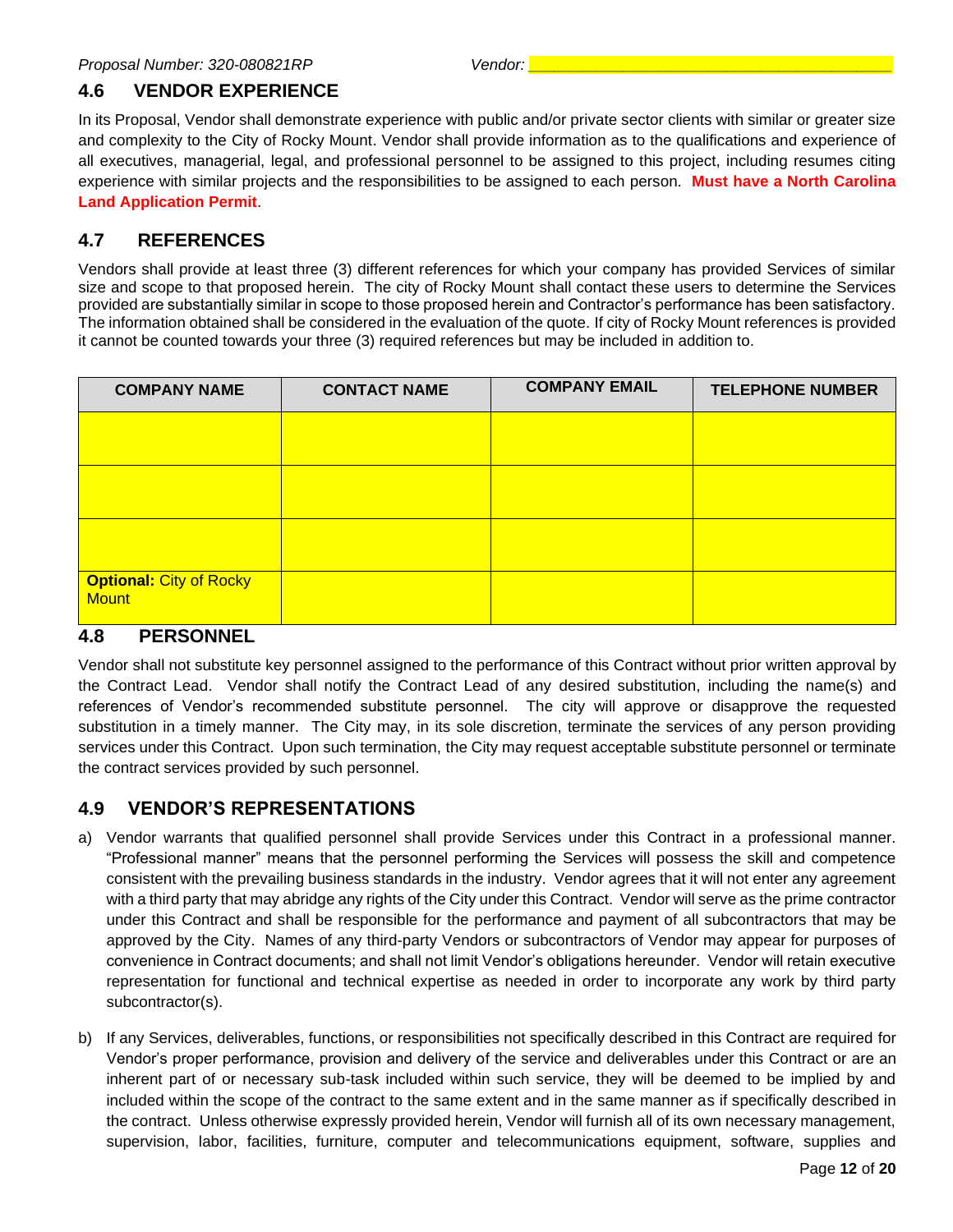## 4.6 VENDOR EXPERIENCE

In its Proposal, Vendor shall demonstrate experience with public and/or private sector clients with similar or greater size and complexity to the City of Rocky Mount. Vendor shall provide information as to the qualifications and experience of all executives, managerial, legal, and professional personnel to be assigned to this project, including resumes citing experience with similar projects and the responsibilities to be assigned to each person. **Must have a North Carolina Land Application Permit**.

## 4.7 REFERENCES

Vendors shall provide at least three (3) different references for which your company has provided Services of similar size and scope to that proposed herein. The city of Rocky Mount shall contact these users to determine the Services provided are substantially similar in scope to those proposed herein and Contractor's performance has been satisfactory. The information obtained shall be considered in the evaluation of the quote. If city of Rocky Mount references is provided it cannot be counted towards your three (3) required references but may be included in addition to.

| COMPANY NAME | CONTACT NAME | COMPANY EMAIL | TELEPHONE NUMBER |
|---|---|---|---|
| | | | |
| | | | |
| | | | |
| **Optional:** City of Rocky Mount | | | |

## 4.8 PERSONNEL

Vendor shall not substitute key personnel assigned to the performance of this Contract without prior written approval by the Contract Lead. Vendor shall notify the Contract Lead of any desired substitution, including the name(s) and references of Vendor's recommended substitute personnel. The city will approve or disapprove the requested substitution in a timely manner. The City may, in its sole discretion, terminate the services of any person providing services under this Contract. Upon such termination, the City may request acceptable substitute personnel or terminate the contract services provided by such personnel.

## 4.9 VENDOR'S REPRESENTATIONS

a) Vendor warrants that qualified personnel shall provide Services under this Contract in a professional manner. "Professional manner" means that the personnel performing the Services will possess the skill and competence consistent with the prevailing business standards in the industry. Vendor agrees that it will not enter any agreement with a third party that may abridge any rights of the City under this Contract. Vendor will serve as the prime contractor under this Contract and shall be responsible for the performance and payment of all subcontractors that may be approved by the City. Names of any third-party Vendors or subcontractors of Vendor may appear for purposes of convenience in Contract documents; and shall not limit Vendor's obligations hereunder. Vendor will retain executive representation for functional and technical expertise as needed in order to incorporate any work by third party subcontractor(s).

b) If any Services, deliverables, functions, or responsibilities not specifically described in this Contract are required for Vendor's proper performance, provision and delivery of the service and deliverables under this Contract or are an inherent part of or necessary sub-task included within such service, they will be deemed to be implied by and included within the scope of the contract to the same extent and in the same manner as if specifically described in the contract. Unless otherwise expressly provided herein, Vendor will furnish all of its own necessary management, supervision, labor, facilities, furniture, computer and telecommunications equipment, software, supplies and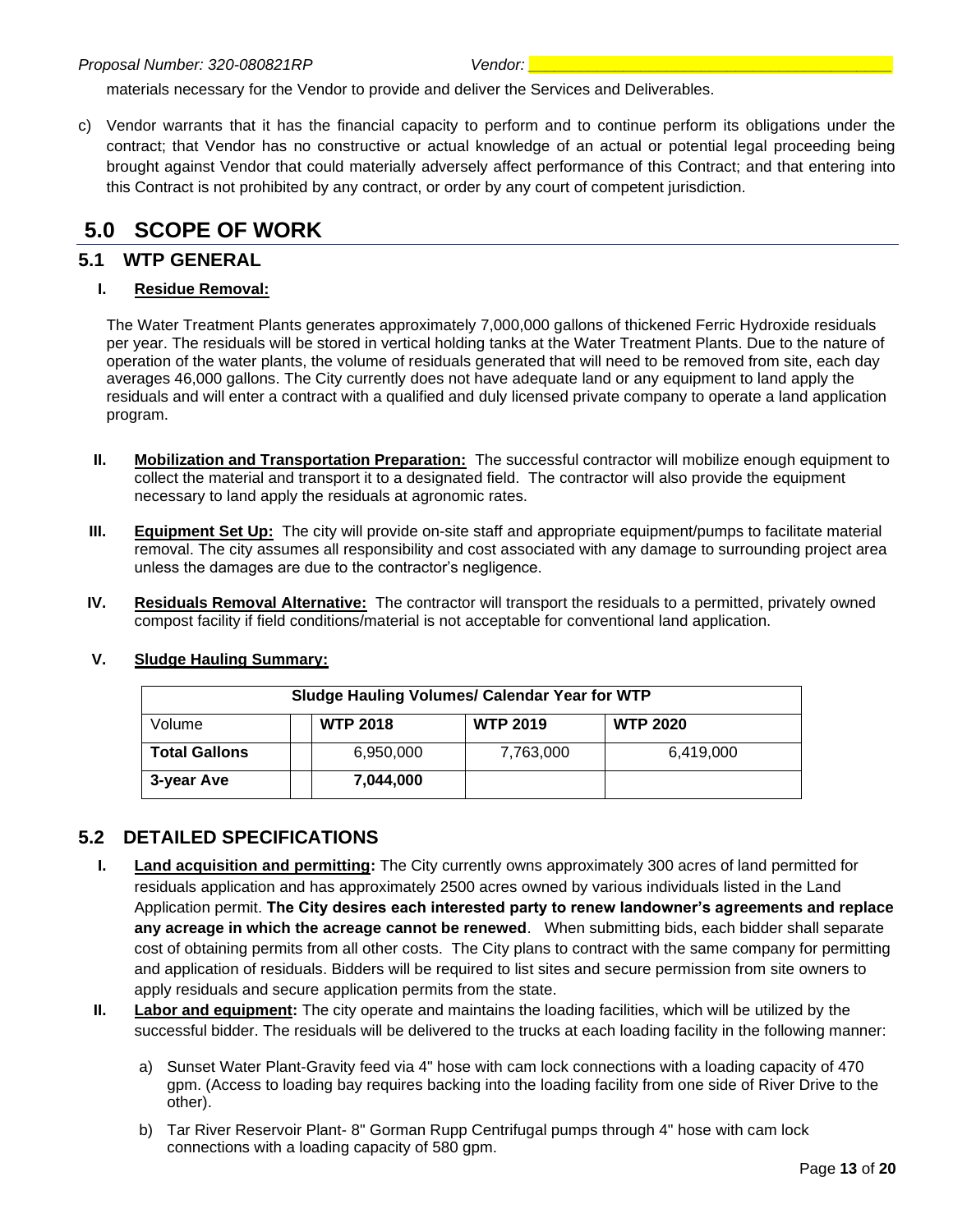materials necessary for the Vendor to provide and deliver the Services and Deliverables.

c) Vendor warrants that it has the financial capacity to perform and to continue perform its obligations under the contract; that Vendor has no constructive or actual knowledge of an actual or potential legal proceeding being brought against Vendor that could materially adversely affect performance of this Contract; and that entering into this Contract is not prohibited by any contract, or order by any court of competent jurisdiction.

# 5.0 SCOPE OF WORK

## 5.1 WTP GENERAL

**I. Residue Removal:**

The Water Treatment Plants generates approximately 7,000,000 gallons of thickened Ferric Hydroxide residuals per year. The residuals will be stored in vertical holding tanks at the Water Treatment Plants. Due to the nature of operation of the water plants, the volume of residuals generated that will need to be removed from site, each day averages 46,000 gallons. The City currently does not have adequate land or any equipment to land apply the residuals and will enter a contract with a qualified and duly licensed private company to operate a land application program.

**II. Mobilization and Transportation Preparation:** The successful contractor will mobilize enough equipment to collect the material and transport it to a designated field. The contractor will also provide the equipment necessary to land apply the residuals at agronomic rates.

**III. Equipment Set Up:** The city will provide on-site staff and appropriate equipment/pumps to facilitate material removal. The city assumes all responsibility and cost associated with any damage to surrounding project area unless the damages are due to the contractor's negligence.

**IV. Residuals Removal Alternative:** The contractor will transport the residuals to a permitted, privately owned compost facility if field conditions/material is not acceptable for conventional land application.

**V. Sludge Hauling Summary:**

| Sludge Hauling Volumes/ Calendar Year for WTP | | | | |
|---|---|---|---|---|
| Volume | | **WTP 2018** | **WTP 2019** | **WTP 2020** |
| **Total Gallons** | | 6,950,000 | 7,763,000 | 6,419,000 |
| **3-year Ave** | | **7,044,000** | | |

## 5.2 DETAILED SPECIFICATIONS

**I. Land acquisition and permitting:** The City currently owns approximately 300 acres of land permitted for residuals application and has approximately 2500 acres owned by various individuals listed in the Land Application permit. **The City desires each interested party to renew landowner's agreements and replace any acreage in which the acreage cannot be renewed**. When submitting bids, each bidder shall separate cost of obtaining permits from all other costs. The City plans to contract with the same company for permitting and application of residuals. Bidders will be required to list sites and secure permission from site owners to apply residuals and secure application permits from the state.

**II. Labor and equipment:** The city operate and maintains the loading facilities, which will be utilized by the successful bidder. The residuals will be delivered to the trucks at each loading facility in the following manner:

a) Sunset Water Plant-Gravity feed via 4" hose with cam lock connections with a loading capacity of 470 gpm. (Access to loading bay requires backing into the loading facility from one side of River Drive to the other).

b) Tar River Reservoir Plant- 8" Gorman Rupp Centrifugal pumps through 4" hose with cam lock connections with a loading capacity of 580 gpm.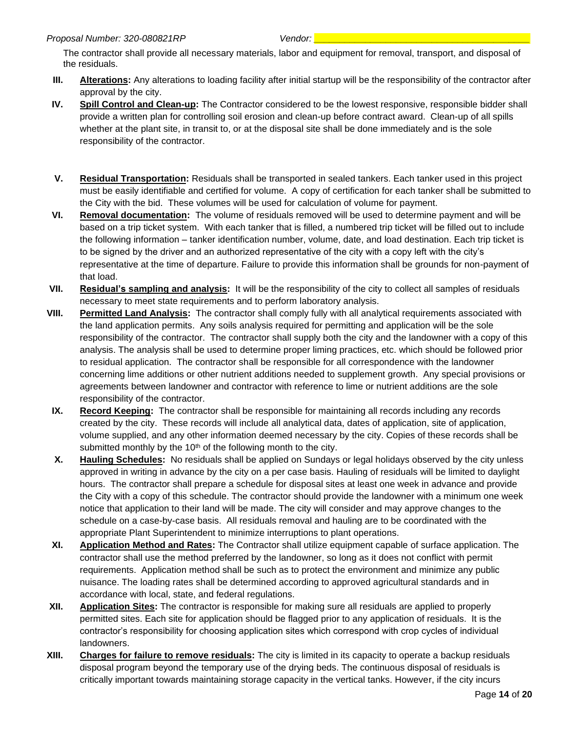The contractor shall provide all necessary materials, labor and equipment for removal, transport, and disposal of the residuals.

III. **Alterations:** Any alterations to loading facility after initial startup will be the responsibility of the contractor after approval by the city.

IV. **Spill Control and Clean-up:** The Contractor considered to be the lowest responsive, responsible bidder shall provide a written plan for controlling soil erosion and clean-up before contract award. Clean-up of all spills whether at the plant site, in transit to, or at the disposal site shall be done immediately and is the sole responsibility of the contractor.

V. **Residual Transportation:** Residuals shall be transported in sealed tankers. Each tanker used in this project must be easily identifiable and certified for volume. A copy of certification for each tanker shall be submitted to the City with the bid. These volumes will be used for calculation of volume for payment.

VI. **Removal documentation:** The volume of residuals removed will be used to determine payment and will be based on a trip ticket system. With each tanker that is filled, a numbered trip ticket will be filled out to include the following information – tanker identification number, volume, date, and load destination. Each trip ticket is to be signed by the driver and an authorized representative of the city with a copy left with the city's representative at the time of departure. Failure to provide this information shall be grounds for non-payment of that load.

VII. **Residual's sampling and analysis:** It will be the responsibility of the city to collect all samples of residuals necessary to meet state requirements and to perform laboratory analysis.

VIII. **Permitted Land Analysis:** The contractor shall comply fully with all analytical requirements associated with the land application permits. Any soils analysis required for permitting and application will be the sole responsibility of the contractor. The contractor shall supply both the city and the landowner with a copy of this analysis. The analysis shall be used to determine proper liming practices, etc. which should be followed prior to residual application. The contractor shall be responsible for all correspondence with the landowner concerning lime additions or other nutrient additions needed to supplement growth. Any special provisions or agreements between landowner and contractor with reference to lime or nutrient additions are the sole responsibility of the contractor.

IX. **Record Keeping:** The contractor shall be responsible for maintaining all records including any records created by the city. These records will include all analytical data, dates of application, site of application, volume supplied, and any other information deemed necessary by the city. Copies of these records shall be submitted monthly by the 10th of the following month to the city.

X. **Hauling Schedules:** No residuals shall be applied on Sundays or legal holidays observed by the city unless approved in writing in advance by the city on a per case basis. Hauling of residuals will be limited to daylight hours. The contractor shall prepare a schedule for disposal sites at least one week in advance and provide the City with a copy of this schedule. The contractor should provide the landowner with a minimum one week notice that application to their land will be made. The city will consider and may approve changes to the schedule on a case-by-case basis. All residuals removal and hauling are to be coordinated with the appropriate Plant Superintendent to minimize interruptions to plant operations.

XI. **Application Method and Rates:** The Contractor shall utilize equipment capable of surface application. The contractor shall use the method preferred by the landowner, so long as it does not conflict with permit requirements. Application method shall be such as to protect the environment and minimize any public nuisance. The loading rates shall be determined according to approved agricultural standards and in accordance with local, state, and federal regulations.

XII. **Application Sites:** The contractor is responsible for making sure all residuals are applied to properly permitted sites. Each site for application should be flagged prior to any application of residuals. It is the contractor's responsibility for choosing application sites which correspond with crop cycles of individual landowners.

XIII. **Charges for failure to remove residuals:** The city is limited in its capacity to operate a backup residuals disposal program beyond the temporary use of the drying beds. The continuous disposal of residuals is critically important towards maintaining storage capacity in the vertical tanks. However, if the city incurs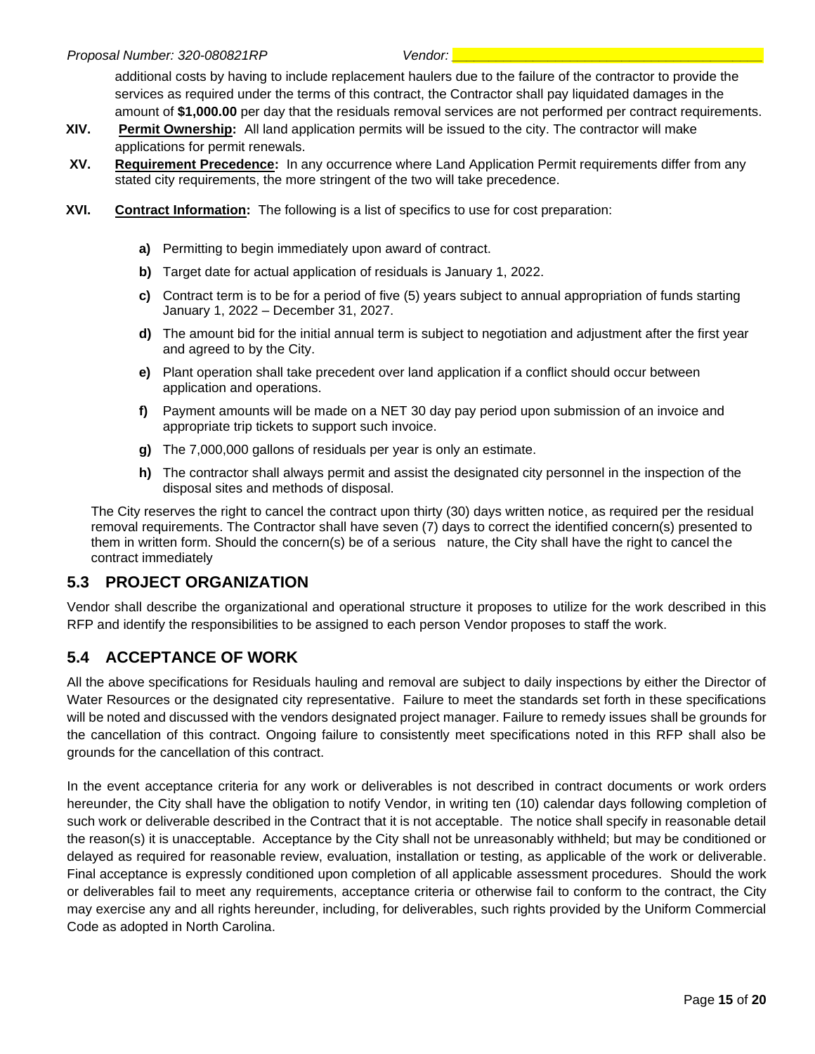additional costs by having to include replacement haulers due to the failure of the contractor to provide the services as required under the terms of this contract, the Contractor shall pay liquidated damages in the amount of **$1,000.00** per day that the residuals removal services are not performed per contract requirements.

**XIV.** **Permit Ownership:** All land application permits will be issued to the city. The contractor will make applications for permit renewals.

**XV.** **Requirement Precedence:** In any occurrence where Land Application Permit requirements differ from any stated city requirements, the more stringent of the two will take precedence.

**XVI.** **Contract Information:** The following is a list of specifics to use for cost preparation:

- **a)** Permitting to begin immediately upon award of contract.
- **b)** Target date for actual application of residuals is January 1, 2022.
- **c)** Contract term is to be for a period of five (5) years subject to annual appropriation of funds starting January 1, 2022 – December 31, 2027.
- **d)** The amount bid for the initial annual term is subject to negotiation and adjustment after the first year and agreed to by the City.
- **e)** Plant operation shall take precedent over land application if a conflict should occur between application and operations.
- **f)** Payment amounts will be made on a NET 30 day pay period upon submission of an invoice and appropriate trip tickets to support such invoice.
- **g)** The 7,000,000 gallons of residuals per year is only an estimate.
- **h)** The contractor shall always permit and assist the designated city personnel in the inspection of the disposal sites and methods of disposal.

The City reserves the right to cancel the contract upon thirty (30) days written notice, as required per the residual removal requirements. The Contractor shall have seven (7) days to correct the identified concern(s) presented to them in written form. Should the concern(s) be of a serious nature, the City shall have the right to cancel the contract immediately

## 5.3 PROJECT ORGANIZATION

Vendor shall describe the organizational and operational structure it proposes to utilize for the work described in this RFP and identify the responsibilities to be assigned to each person Vendor proposes to staff the work.

## 5.4 ACCEPTANCE OF WORK

All the above specifications for Residuals hauling and removal are subject to daily inspections by either the Director of Water Resources or the designated city representative. Failure to meet the standards set forth in these specifications will be noted and discussed with the vendors designated project manager. Failure to remedy issues shall be grounds for the cancellation of this contract. Ongoing failure to consistently meet specifications noted in this RFP shall also be grounds for the cancellation of this contract.

In the event acceptance criteria for any work or deliverables is not described in contract documents or work orders hereunder, the City shall have the obligation to notify Vendor, in writing ten (10) calendar days following completion of such work or deliverable described in the Contract that it is not acceptable. The notice shall specify in reasonable detail the reason(s) it is unacceptable. Acceptance by the City shall not be unreasonably withheld; but may be conditioned or delayed as required for reasonable review, evaluation, installation or testing, as applicable of the work or deliverable. Final acceptance is expressly conditioned upon completion of all applicable assessment procedures. Should the work or deliverables fail to meet any requirements, acceptance criteria or otherwise fail to conform to the contract, the City may exercise any and all rights hereunder, including, for deliverables, such rights provided by the Uniform Commercial Code as adopted in North Carolina.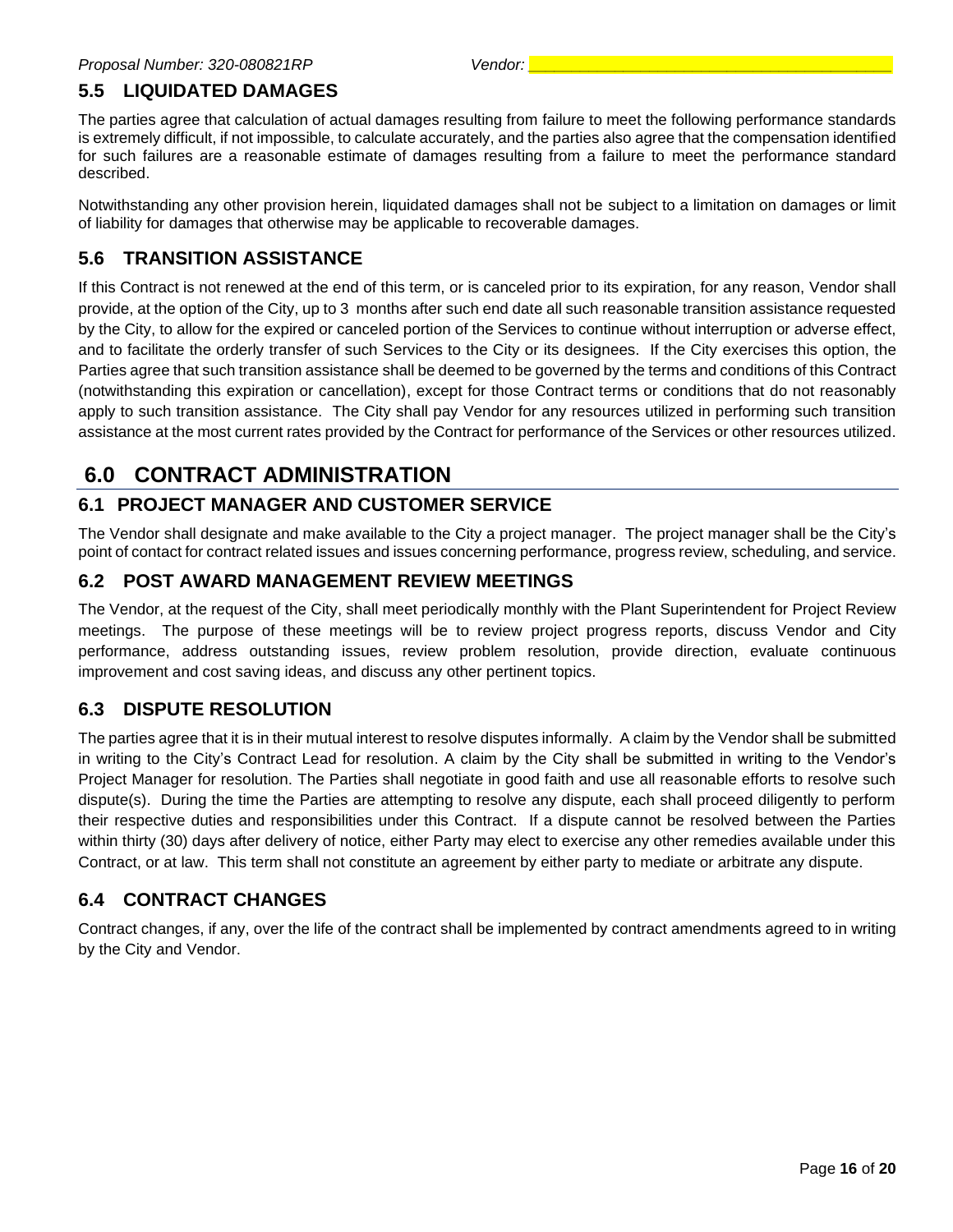## 5.5 LIQUIDATED DAMAGES

The parties agree that calculation of actual damages resulting from failure to meet the following performance standards is extremely difficult, if not impossible, to calculate accurately, and the parties also agree that the compensation identified for such failures are a reasonable estimate of damages resulting from a failure to meet the performance standard described.

Notwithstanding any other provision herein, liquidated damages shall not be subject to a limitation on damages or limit of liability for damages that otherwise may be applicable to recoverable damages.

## 5.6 TRANSITION ASSISTANCE

If this Contract is not renewed at the end of this term, or is canceled prior to its expiration, for any reason, Vendor shall provide, at the option of the City, up to 3 months after such end date all such reasonable transition assistance requested by the City, to allow for the expired or canceled portion of the Services to continue without interruption or adverse effect, and to facilitate the orderly transfer of such Services to the City or its designees. If the City exercises this option, the Parties agree that such transition assistance shall be deemed to be governed by the terms and conditions of this Contract (notwithstanding this expiration or cancellation), except for those Contract terms or conditions that do not reasonably apply to such transition assistance. The City shall pay Vendor for any resources utilized in performing such transition assistance at the most current rates provided by the Contract for performance of the Services or other resources utilized.

# 6.0 CONTRACT ADMINISTRATION

## 6.1 PROJECT MANAGER AND CUSTOMER SERVICE

The Vendor shall designate and make available to the City a project manager. The project manager shall be the City's point of contact for contract related issues and issues concerning performance, progress review, scheduling, and service.

## 6.2 POST AWARD MANAGEMENT REVIEW MEETINGS

The Vendor, at the request of the City, shall meet periodically monthly with the Plant Superintendent for Project Review meetings. The purpose of these meetings will be to review project progress reports, discuss Vendor and City performance, address outstanding issues, review problem resolution, provide direction, evaluate continuous improvement and cost saving ideas, and discuss any other pertinent topics.

## 6.3 DISPUTE RESOLUTION

The parties agree that it is in their mutual interest to resolve disputes informally. A claim by the Vendor shall be submitted in writing to the City's Contract Lead for resolution. A claim by the City shall be submitted in writing to the Vendor's Project Manager for resolution. The Parties shall negotiate in good faith and use all reasonable efforts to resolve such dispute(s). During the time the Parties are attempting to resolve any dispute, each shall proceed diligently to perform their respective duties and responsibilities under this Contract. If a dispute cannot be resolved between the Parties within thirty (30) days after delivery of notice, either Party may elect to exercise any other remedies available under this Contract, or at law. This term shall not constitute an agreement by either party to mediate or arbitrate any dispute.

## 6.4 CONTRACT CHANGES

Contract changes, if any, over the life of the contract shall be implemented by contract amendments agreed to in writing by the City and Vendor.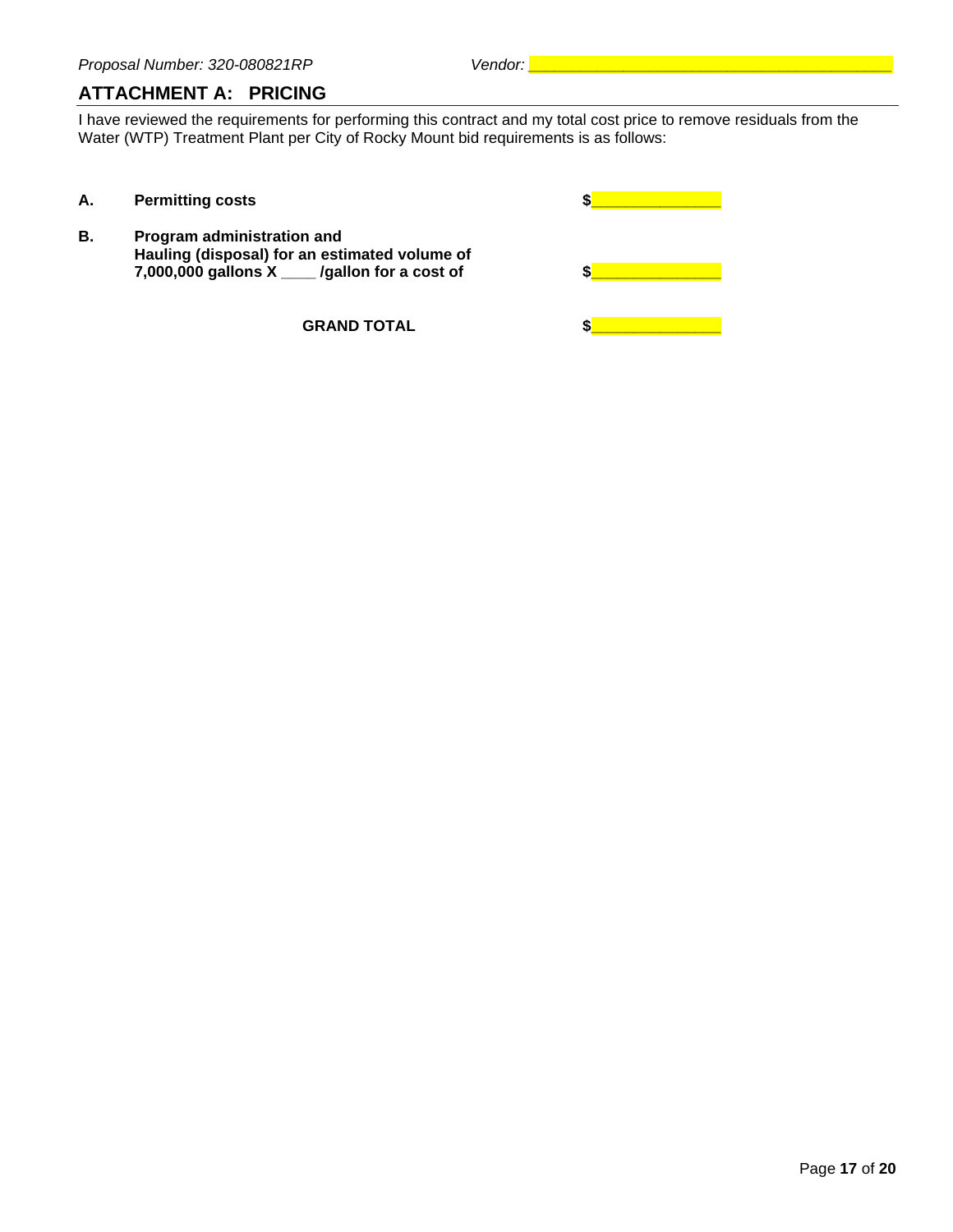*Proposal Number: 320-080821RP* *Vendor:* ______________________________________

## ATTACHMENT A: PRICING

I have reviewed the requirements for performing this contract and my total cost price to remove residuals from the Water (WTP) Treatment Plant per City of Rocky Mount bid requirements is as follows:

**A.** **Permitting costs** **$**______________

**B.** **Program administration and Hauling (disposal) for an estimated volume of 7,000,000 gallons X ____ /gallon for a cost of** **$**______________

**GRAND TOTAL** **$**______________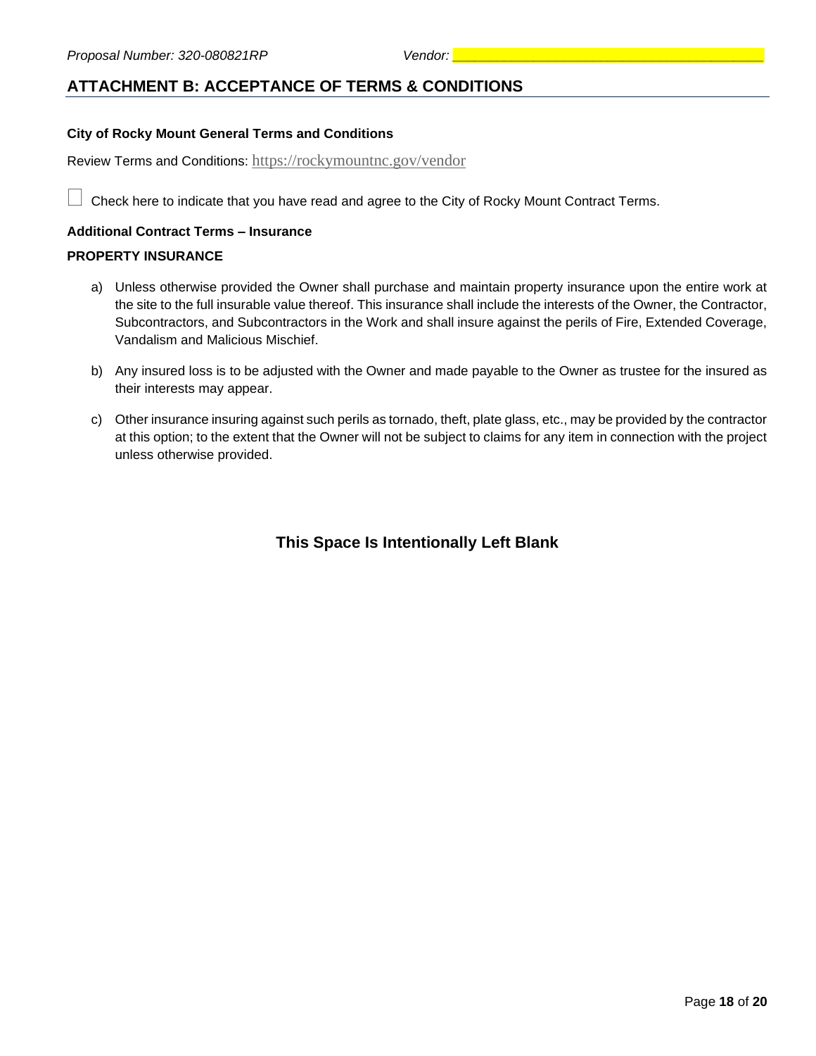## ATTACHMENT B: ACCEPTANCE OF TERMS & CONDITIONS

**City of Rocky Mount General Terms and Conditions**

Review Terms and Conditions: https://rockymountnc.gov/vendor

☐ Check here to indicate that you have read and agree to the City of Rocky Mount Contract Terms.

**Additional Contract Terms – Insurance**

**PROPERTY INSURANCE**

a) Unless otherwise provided the Owner shall purchase and maintain property insurance upon the entire work at the site to the full insurable value thereof. This insurance shall include the interests of the Owner, the Contractor, Subcontractors, and Subcontractors in the Work and shall insure against the perils of Fire, Extended Coverage, Vandalism and Malicious Mischief.

b) Any insured loss is to be adjusted with the Owner and made payable to the Owner as trustee for the insured as their interests may appear.

c) Other insurance insuring against such perils as tornado, theft, plate glass, etc., may be provided by the contractor at this option; to the extent that the Owner will not be subject to claims for any item in connection with the project unless otherwise provided.

**This Space Is Intentionally Left Blank**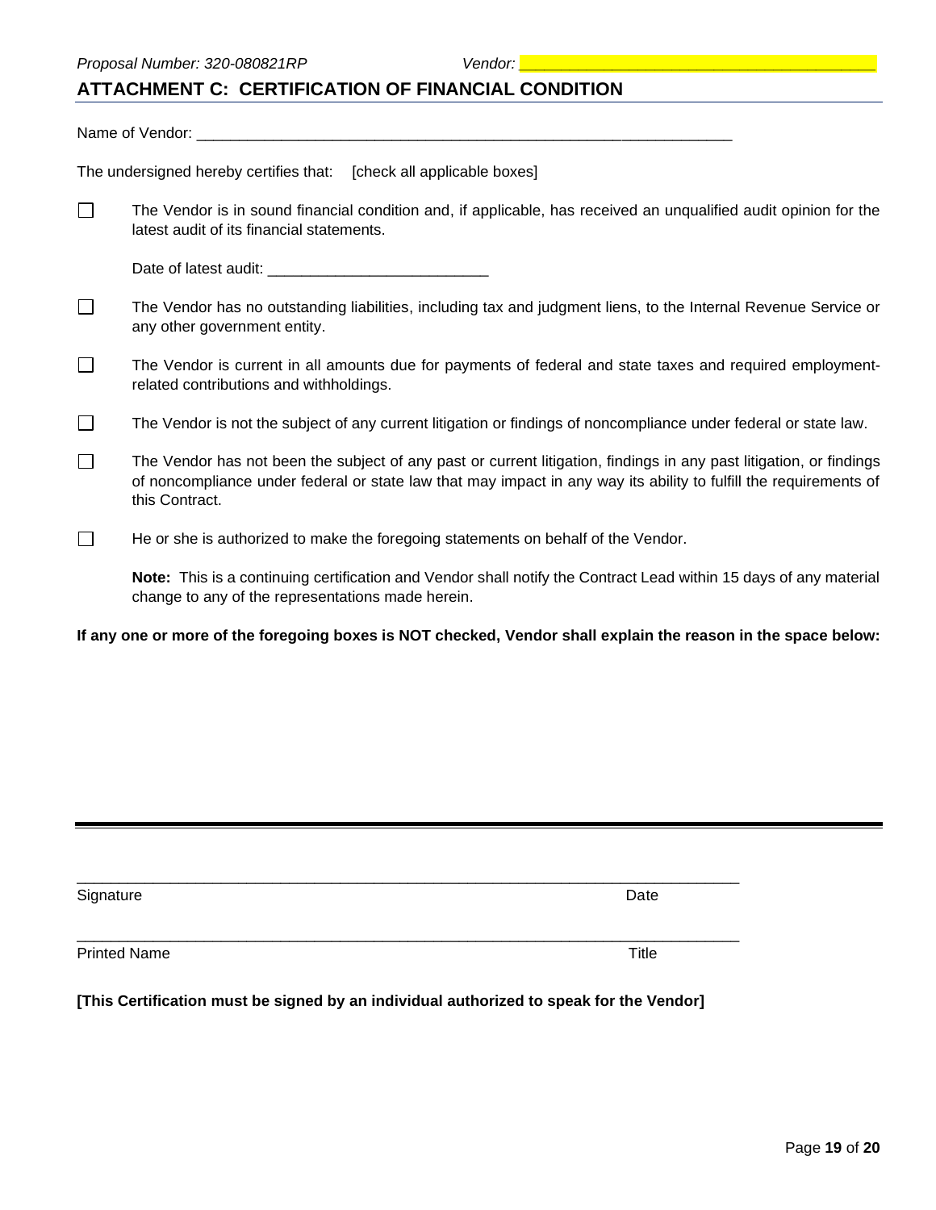## ATTACHMENT C: CERTIFICATION OF FINANCIAL CONDITION

Name of Vendor: ___________________________________________________________________

The undersigned hereby certifies that: [check all applicable boxes]

- ☐ The Vendor is in sound financial condition and, if applicable, has received an unqualified audit opinion for the latest audit of its financial statements.

  Date of latest audit: __________________________

- ☐ The Vendor has no outstanding liabilities, including tax and judgment liens, to the Internal Revenue Service or any other government entity.
- ☐ The Vendor is current in all amounts due for payments of federal and state taxes and required employment-related contributions and withholdings.
- ☐ The Vendor is not the subject of any current litigation or findings of noncompliance under federal or state law.
- ☐ The Vendor has not been the subject of any past or current litigation, findings in any past litigation, or findings of noncompliance under federal or state law that may impact in any way its ability to fulfill the requirements of this Contract.
- ☐ He or she is authorized to make the foregoing statements on behalf of the Vendor.

**Note:** This is a continuing certification and Vendor shall notify the Contract Lead within 15 days of any material change to any of the representations made herein.

**If any one or more of the foregoing boxes is NOT checked, Vendor shall explain the reason in the space below:**

---

_____________________________________________________________________________
Signature Date

_____________________________________________________________________________
Printed Name Title

**[This Certification must be signed by an individual authorized to speak for the Vendor]**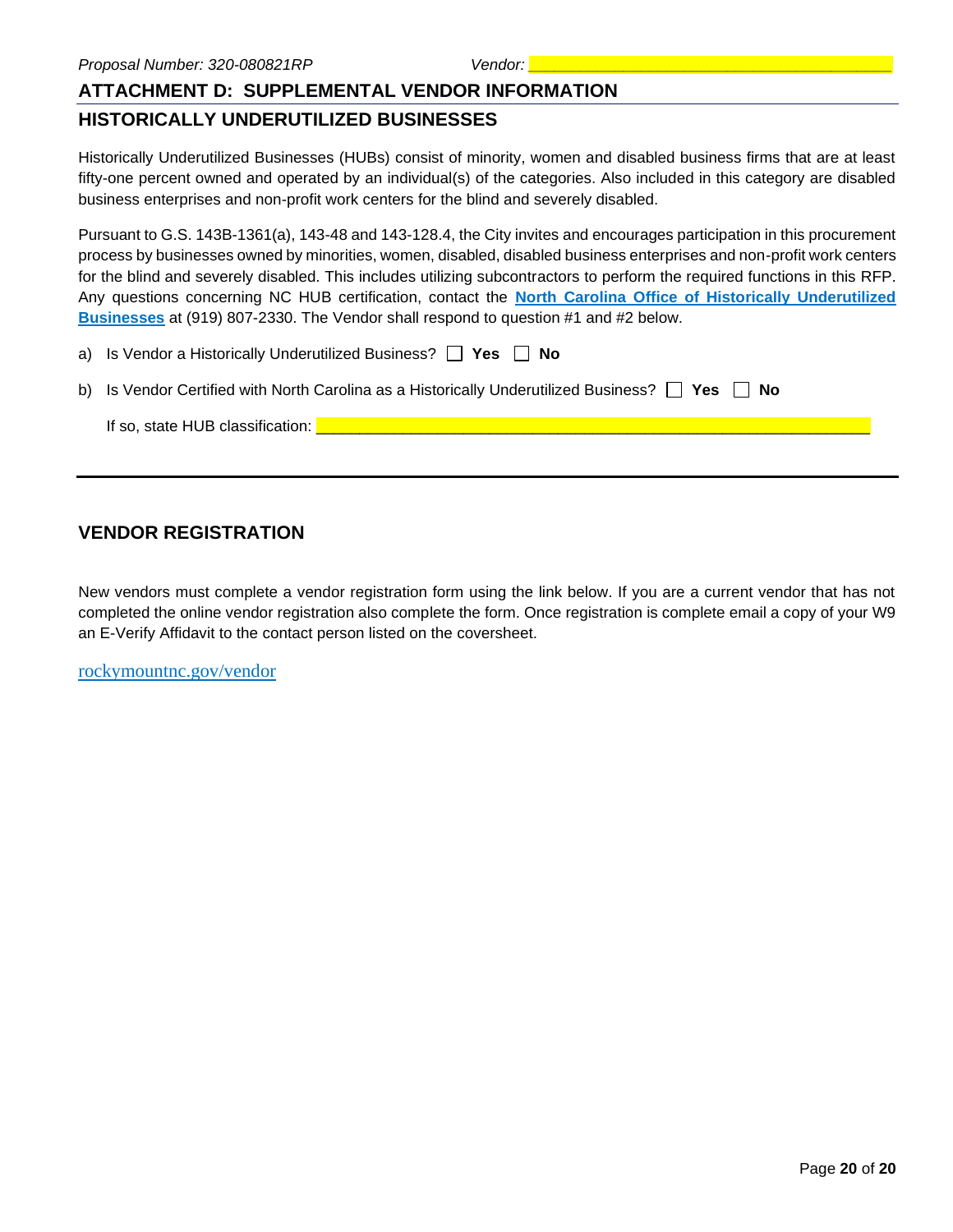*Proposal Number: 320-080821RP* *Vendor:* ______________________________________

## ATTACHMENT D: SUPPLEMENTAL VENDOR INFORMATION

## HISTORICALLY UNDERUTILIZED BUSINESSES

Historically Underutilized Businesses (HUBs) consist of minority, women and disabled business firms that are at least fifty-one percent owned and operated by an individual(s) of the categories. Also included in this category are disabled business enterprises and non-profit work centers for the blind and severely disabled.

Pursuant to G.S. 143B-1361(a), 143-48 and 143-128.4, the City invites and encourages participation in this procurement process by businesses owned by minorities, women, disabled, disabled business enterprises and non-profit work centers for the blind and severely disabled. This includes utilizing subcontractors to perform the required functions in this RFP. Any questions concerning NC HUB certification, contact the **North Carolina Office of Historically Underutilized Businesses** at (919) 807-2330. The Vendor shall respond to question #1 and #2 below.

a) Is Vendor a Historically Underutilized Business? ☐ **Yes** ☐ **No**

b) Is Vendor Certified with North Carolina as a Historically Underutilized Business? ☐ **Yes** ☐ **No**

If so, state HUB classification: ______________________________________________________________

---

## VENDOR REGISTRATION

New vendors must complete a vendor registration form using the link below. If you are a current vendor that has not completed the online vendor registration also complete the form. Once registration is complete email a copy of your W9 an E-Verify Affidavit to the contact person listed on the coversheet.

rockymountnc.gov/vendor